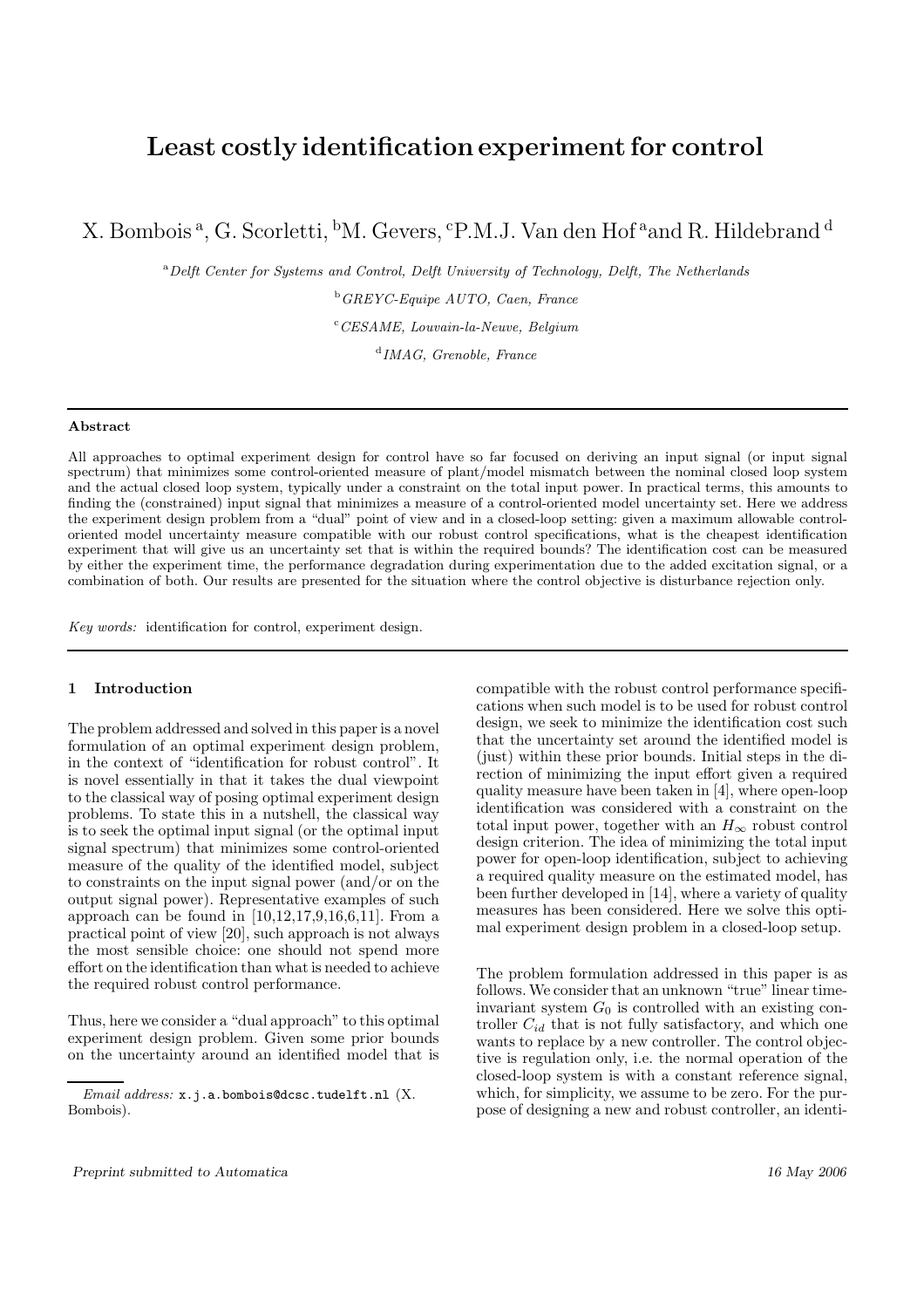# Least costly identification experiment for control

X. Bombois [a], G. Scorletti, [b]M. Gevers, [c]P.M.J. Van den Hof [a]and R. Hildebrand [d]

[a]*Delft Center for Systems and Control, Delft University of Technology, Delft, The Netherlands*

[b]*GREYC-Equipe AUTO, Caen, France*

[c]*CESAME, Louvain-la-Neuve, Belgium*

[d]*IMAG, Grenoble, France*

---

**Abstract**

All approaches to optimal experiment design for control have so far focused on deriving an input signal (or input signal spectrum) that minimizes some control-oriented measure of plant/model mismatch between the nominal closed loop system and the actual closed loop system, typically under a constraint on the total input power. In practical terms, this amounts to finding the (constrained) input signal that minimizes a measure of a control-oriented model uncertainty set. Here we address the experiment design problem from a "dual" point of view and in a closed-loop setting: given a maximum allowable control-oriented model uncertainty measure compatible with our robust control specifications, what is the cheapest identification experiment that will give us an uncertainty set that is within the required bounds? The identification cost can be measured by either the experiment time, the performance degradation during experimentation due to the added excitation signal, or a combination of both. Our results are presented for the situation where the control objective is disturbance rejection only.

*Key words:* identification for control, experiment design.

---

## 1 Introduction

The problem addressed and solved in this paper is a novel formulation of an optimal experiment design problem, in the context of "identification for robust control". It is novel essentially in that it takes the dual viewpoint to the classical way of posing optimal experiment design problems. To state this in a nutshell, the classical way is to seek the optimal input signal (or the optimal input signal spectrum) that minimizes some control-oriented measure of the quality of the identified model, subject to constraints on the input signal power (and/or on the output signal power). Representative examples of such approach can be found in [10,12,17,9,16,6,11]. From a practical point of view [20], such approach is not always the most sensible choice: one should not spend more effort on the identification than what is needed to achieve the required robust control performance.

Thus, here we consider a "dual approach" to this optimal experiment design problem. Given some prior bounds on the uncertainty around an identified model that is compatible with the robust control performance specifications when such model is to be used for robust control design, we seek to minimize the identification cost such that the uncertainty set around the identified model is (just) within these prior bounds. Initial steps in the direction of minimizing the input effort given a required quality measure have been taken in [4], where open-loop identification was considered with a constraint on the total input power, together with an $H_\infty$ robust control design criterion. The idea of minimizing the total input power for open-loop identification, subject to achieving a required quality measure on the estimated model, has been further developed in [14], where a variety of quality measures has been considered. Here we solve this optimal experiment design problem in a closed-loop setup.

The problem formulation addressed in this paper is as follows. We consider that an unknown "true" linear time-invariant system $G_0$ is controlled with an existing controller $C_{id}$ that is not fully satisfactory, and which one wants to replace by a new controller. The control objective is regulation only, i.e. the normal operation of the closed-loop system is with a constant reference signal, which, for simplicity, we assume to be zero. For the purpose of designing a new and robust controller, an identi-

Email address: x.j.a.bombois@dcsc.tudelft.nl (X. Bombois).

Preprint submitted to Automatica 16 May 2006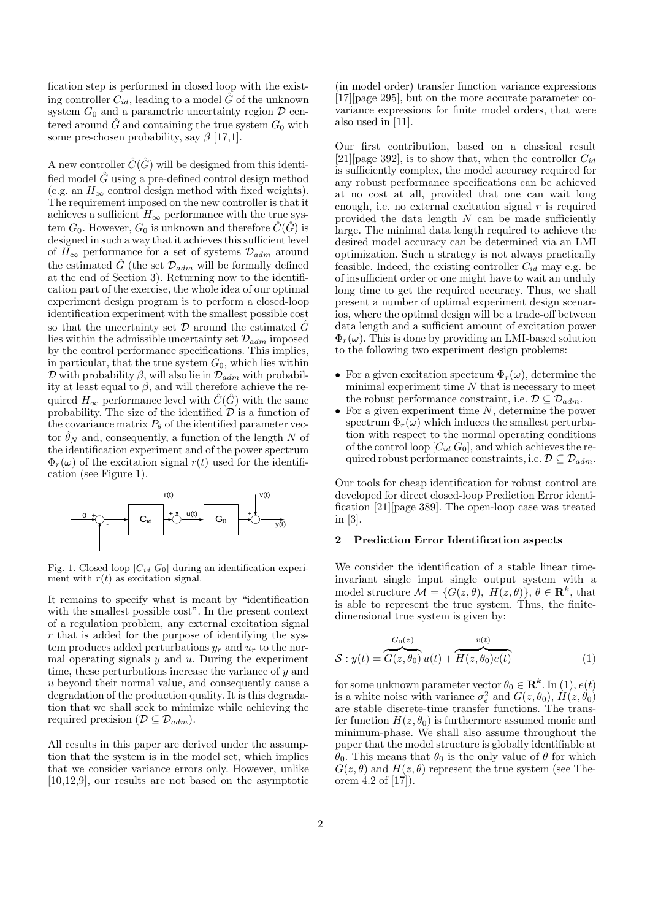fication step is performed in closed loop with the existing controller $C_{id}$, leading to a model $\hat{G}$ of the unknown system $G_0$ and a parametric uncertainty region $\mathcal{D}$ centered around $\hat{G}$ and containing the true system $G_0$ with some pre-chosen probability, say $\beta$ [17,1].

A new controller $\hat{C}(\hat{G})$ will be designed from this identified model $\hat{G}$ using a pre-defined control design method (e.g. an $H_\infty$ control design method with fixed weights). The requirement imposed on the new controller is that it achieves a sufficient $H_\infty$ performance with the true system $G_0$. However, $G_0$ is unknown and therefore $\hat{C}(\hat{G})$ is designed in such a way that it achieves this sufficient level of $H_\infty$ performance for a set of systems $\mathcal{D}_{adm}$ around the estimated $\hat{G}$ (the set $\mathcal{D}_{adm}$ will be formally defined at the end of Section 3). Returning now to the identification part of the exercise, the whole idea of our optimal experiment design program is to perform a closed-loop identification experiment with the smallest possible cost so that the uncertainty set $\mathcal{D}$ around the estimated $\hat{G}$ lies within the admissible uncertainty set $\mathcal{D}_{adm}$ imposed by the control performance specifications. This implies, in particular, that the true system $G_0$, which lies within $\mathcal{D}$ with probability $\beta$, will also lie in $\mathcal{D}_{adm}$ with probability at least equal to $\beta$, and will therefore achieve the required $H_\infty$ performance level with $\hat{C}(\hat{G})$ with the same probability. The size of the identified $\mathcal{D}$ is a function of the covariance matrix $P_\theta$ of the identified parameter vector $\hat{\theta}_N$ and, consequently, a function of the length $N$ of the identification experiment and of the power spectrum $\Phi_r(\omega)$ of the excitation signal $r(t)$ used for the identification (see Figure 1).

r(t)
v(t)
0
$C_{id}$
u(t)
$G_0$
y(t)

Fig. 1. Closed loop $[C_{id}\ G_0]$ during an identification experiment with $r(t)$ as excitation signal.

It remains to specify what is meant by "identification with the smallest possible cost". In the present context of a regulation problem, any external excitation signal $r$ that is added for the purpose of identifying the system produces added perturbations $y_r$ and $u_r$ to the normal operating signals $y$ and $u$. During the experiment time, these perturbations increase the variance of $y$ and $u$ beyond their normal value, and consequently cause a degradation of the production quality. It is this degradation that we shall seek to minimize while achieving the required precision ($\mathcal{D} \subseteq \mathcal{D}_{adm}$).

All results in this paper are derived under the assumption that the system is in the model set, which implies that we consider variance errors only. However, unlike [10,12,9], our results are not based on the asymptotic (in model order) transfer function variance expressions [17][page 295], but on the more accurate parameter covariance expressions for finite model orders, that were also used in [11].

Our first contribution, based on a classical result [21][page 392], is to show that, when the controller $C_{id}$ is sufficiently complex, the model accuracy required for any robust performance specifications can be achieved at no cost at all, provided that one can wait long enough, i.e. no external excitation signal $r$ is required provided the data length $N$ can be made sufficiently large. The minimal data length required to achieve the desired model accuracy can be determined via an LMI optimization. Such a strategy is not always practically feasible. Indeed, the existing controller $C_{id}$ may e.g. be of insufficient order or one might have to wait an unduly long time to get the required accuracy. Thus, we shall present a number of optimal experiment design scenarios, where the optimal design will be a trade-off between data length and a sufficient amount of excitation power $\Phi_r(\omega)$. This is done by providing an LMI-based solution to the following two experiment design problems:

- For a given excitation spectrum $\Phi_r(\omega)$, determine the minimal experiment time $N$ that is necessary to meet the robust performance constraint, i.e. $\mathcal{D} \subseteq \mathcal{D}_{adm}$.
- For a given experiment time $N$, determine the power spectrum $\Phi_r(\omega)$ which induces the smallest perturbation with respect to the normal operating conditions of the control loop $[C_{id}\ G_0]$, and which achieves the required robust performance constraints, i.e. $\mathcal{D} \subseteq \mathcal{D}_{adm}$.

Our tools for cheap identification for robust control are developed for direct closed-loop Prediction Error identification [21][page 389]. The open-loop case was treated in [3].

## 2 Prediction Error Identification aspects

We consider the identification of a stable linear time-invariant single input single output system with a model structure $\mathcal{M} = \{G(z,\theta),\ H(z,\theta)\}$, $\theta \in \mathbf{R}^k$, that is able to represent the true system. Thus, the finite-dimensional true system is given by:

$$\mathcal{S} : y(t) = \overbrace{G(z,\theta_0)}^{G_0(z)}\, u(t) + \overbrace{H(z,\theta_0)e(t)}^{v(t)} \tag{1}$$

for some unknown parameter vector $\theta_0 \in \mathbf{R}^k$. In (1), $e(t)$ is a white noise with variance $\sigma_e^2$ and $G(z,\theta_0)$, $H(z,\theta_0)$ are stable discrete-time transfer functions. The transfer function $H(z,\theta_0)$ is furthermore assumed monic and minimum-phase. We shall also assume throughout the paper that the model structure is globally identifiable at $\theta_0$. This means that $\theta_0$ is the only value of $\theta$ for which $G(z,\theta)$ and $H(z,\theta)$ represent the true system (see Theorem 4.2 of [17]).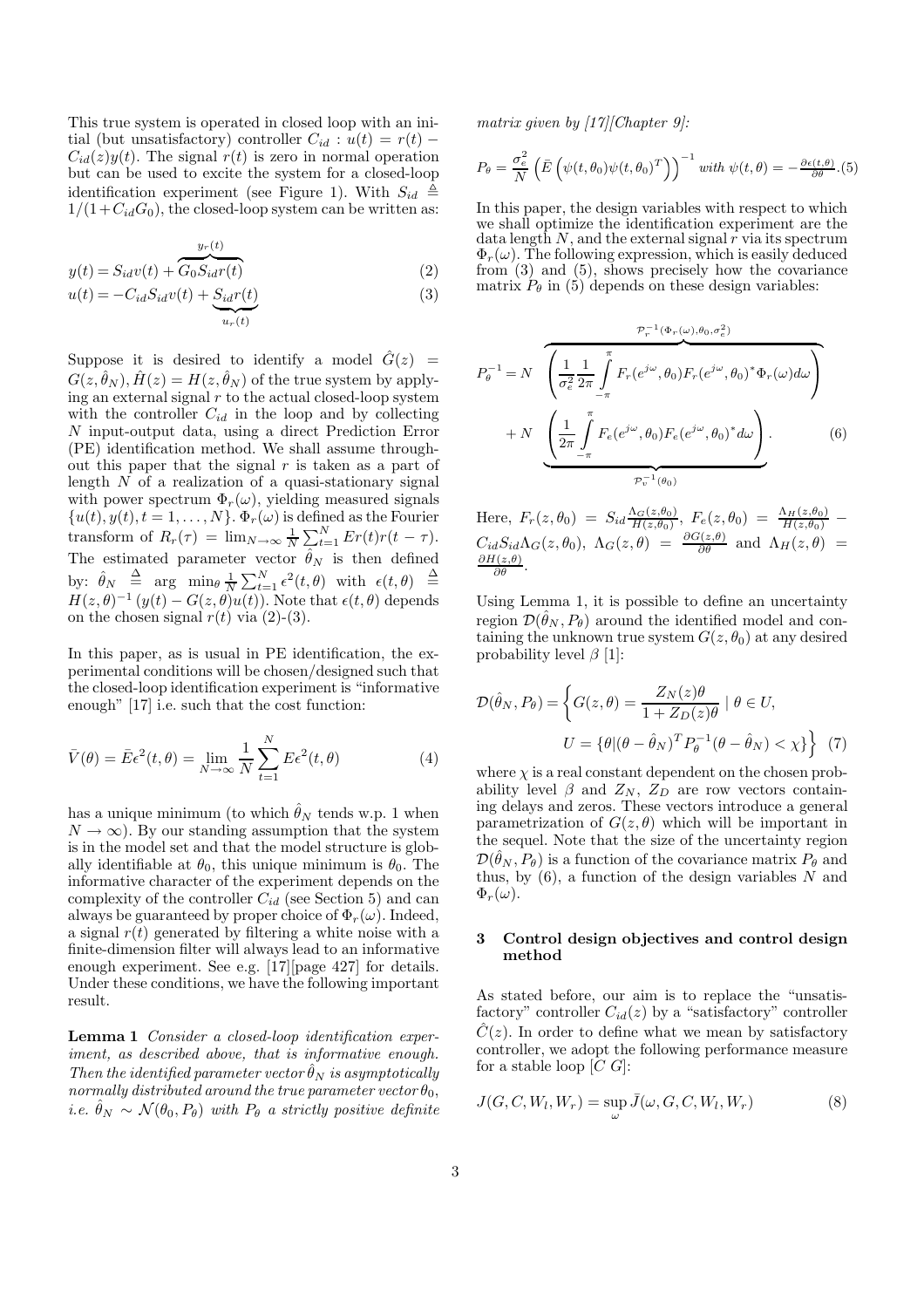This true system is operated in closed loop with an initial (but unsatisfactory) controller $C_{id}$ : $u(t) = r(t) - C_{id}(z)y(t)$. The signal $r(t)$ is zero in normal operation but can be used to excite the system for a closed-loop identification experiment (see Figure 1). With $S_{id} \triangleq 1/(1+C_{id}G_0)$, the closed-loop system can be written as:

$$y(t) = S_{id}v(t) + \overbrace{G_0 S_{id} r(t)}^{y_r(t)} \tag{2}$$

$$u(t) = -C_{id}S_{id}v(t) + \underbrace{S_{id}r(t)}_{u_r(t)} \tag{3}$$

Suppose it is desired to identify a model $\hat{G}(z) = G(z, \hat{\theta}_N), \hat{H}(z) = H(z, \hat{\theta}_N)$ of the true system by applying an external signal $r$ to the actual closed-loop system with the controller $C_{id}$ in the loop and by collecting $N$ input-output data, using a direct Prediction Error (PE) identification method. We shall assume throughout this paper that the signal $r$ is taken as a part of length $N$ of a realization of a quasi-stationary signal with power spectrum $\Phi_r(\omega)$, yielding measured signals $\{u(t), y(t), t = 1, \ldots, N\}$. $\Phi_r(\omega)$ is defined as the Fourier transform of $R_r(\tau) = \lim_{N\to\infty} \frac{1}{N}\sum_{t=1}^{N} Er(t)r(t-\tau)$. The estimated parameter vector $\hat{\theta}_N$ is then defined by: $\hat{\theta}_N \overset{\Delta}{=} \arg\ \min_\theta \frac{1}{N}\sum_{t=1}^{N} \epsilon^2(t,\theta)$ with $\epsilon(t,\theta) \overset{\Delta}{=} H(z,\theta)^{-1}(y(t) - G(z,\theta)u(t))$. Note that $\epsilon(t,\theta)$ depends on the chosen signal $r(t)$ via (2)-(3).

In this paper, as is usual in PE identification, the experimental conditions will be chosen/designed such that the closed-loop identification experiment is "informative enough" [17] i.e. such that the cost function:

$$\bar{V}(\theta) = \bar{E}\epsilon^2(t,\theta) = \lim_{N\to\infty} \frac{1}{N}\sum_{t=1}^{N} E\epsilon^2(t,\theta) \tag{4}$$

has a unique minimum (to which $\hat{\theta}_N$ tends w.p. 1 when $N \to \infty$). By our standing assumption that the system is in the model set and that the model structure is globally identifiable at $\theta_0$, this unique minimum is $\theta_0$. The informative character of the experiment depends on the complexity of the controller $C_{id}$ (see Section 5) and can always be guaranteed by proper choice of $\Phi_r(\omega)$. Indeed, a signal $r(t)$ generated by filtering a white noise with a finite-dimension filter will always lead to an informative enough experiment. See e.g. [17][page 427] for details. Under these conditions, we have the following important result.

**Lemma 1** *Consider a closed-loop identification experiment, as described above, that is informative enough. Then the identified parameter vector $\hat{\theta}_N$ is asymptotically normally distributed around the true parameter vector $\theta_0$, i.e. $\hat{\theta}_N \sim \mathcal{N}(\theta_0, P_\theta)$ with $P_\theta$ a strictly positive definite matrix given by [17][Chapter 9]:*

$$P_\theta = \frac{\sigma_e^2}{N}\left(\bar{E}\left(\psi(t,\theta_0)\psi(t,\theta_0)^T\right)\right)^{-1} \text{ with } \psi(t,\theta) = -\frac{\partial\epsilon(t,\theta)}{\partial\theta}. \tag{5}$$

In this paper, the design variables with respect to which we shall optimize the identification experiment are the data length $N$, and the external signal $r$ via its spectrum $\Phi_r(\omega)$. The following expression, which is easily deduced from (3) and (5), shows precisely how the covariance matrix $P_\theta$ in (5) depends on these design variables:

$$P_\theta^{-1} = N\ \overbrace{\left(\frac{1}{\sigma_e^2}\frac{1}{2\pi}\int_{-\pi}^{\pi} F_r(e^{j\omega},\theta_0)F_r(e^{j\omega},\theta_0)^*\Phi_r(\omega)d\omega\right)}^{\mathcal{P}_r^{-1}(\Phi_r(\omega),\theta_0,\sigma_e^2)} + N\ \underbrace{\left(\frac{1}{2\pi}\int_{-\pi}^{\pi} F_e(e^{j\omega},\theta_0)F_e(e^{j\omega},\theta_0)^* d\omega\right)}_{\mathcal{P}_v^{-1}(\theta_0)}. \tag{6}$$

Here, $F_r(z,\theta_0) = S_{id}\frac{\Lambda_G(z,\theta_0)}{H(z,\theta_0)}$, $F_e(z,\theta_0) = \frac{\Lambda_H(z,\theta_0)}{H(z,\theta_0)} - C_{id}S_{id}\Lambda_G(z,\theta_0)$, $\Lambda_G(z,\theta) = \frac{\partial G(z,\theta)}{\partial\theta}$ and $\Lambda_H(z,\theta) = \frac{\partial H(z,\theta)}{\partial\theta}$.

Using Lemma 1, it is possible to define an uncertainty region $\mathcal{D}(\hat{\theta}_N, P_\theta)$ around the identified model and containing the unknown true system $G(z,\theta_0)$ at any desired probability level $\beta$ [1]:

$$\mathcal{D}(\hat{\theta}_N, P_\theta) = \left\{G(z,\theta) = \frac{Z_N(z)\theta}{1 + Z_D(z)\theta} \mid \theta \in U,\ U = \{\theta | (\theta - \hat{\theta}_N)^T P_\theta^{-1}(\theta - \hat{\theta}_N) < \chi\}\right\} \tag{7}$$

where $\chi$ is a real constant dependent on the chosen probability level $\beta$ and $Z_N$, $Z_D$ are row vectors containing delays and zeros. These vectors introduce a general parametrization of $G(z,\theta)$ which will be important in the sequel. Note that the size of the uncertainty region $\mathcal{D}(\hat{\theta}_N, P_\theta)$ is a function of the covariance matrix $P_\theta$ and thus, by (6), a function of the design variables $N$ and $\Phi_r(\omega)$.

## 3 Control design objectives and control design method

As stated before, our aim is to replace the "unsatisfactory" controller $C_{id}(z)$ by a "satisfactory" controller $\hat{C}(z)$. In order to define what we mean by satisfactory controller, we adopt the following performance measure for a stable loop $[C\ G]$:

$$J(G, C, W_l, W_r) = \sup_\omega \bar{J}(\omega, G, C, W_l, W_r) \tag{8}$$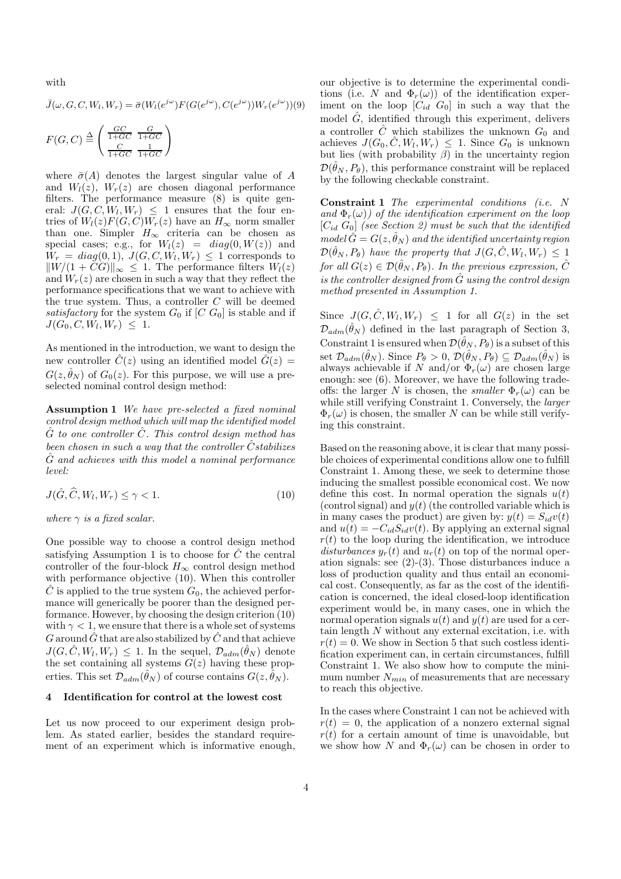with

$$\bar{J}(\omega, G, C, W_l, W_r) = \bar{\sigma}(W_l(e^{j\omega})F(G(e^{j\omega}), C(e^{j\omega}))W_r(e^{j\omega})) \quad (9)$$

$$F(G,C) \triangleq \begin{pmatrix} \frac{GC}{1+GC} & \frac{G}{1+GC} \\ \frac{C}{1+GC} & \frac{1}{1+GC} \end{pmatrix}$$

where $\bar{\sigma}(A)$ denotes the largest singular value of $A$ and $W_l(z)$, $W_r(z)$ are chosen diagonal performance filters. The performance measure (8) is quite general: $J(G, C, W_l, W_r) \leq 1$ ensures that the four entries of $W_l(z)F(G,C)W_r(z)$ have an $H_\infty$ norm smaller than one. Simpler $H_\infty$ criteria can be chosen as special cases; e.g., for $W_l(z) = diag(0, W(z))$ and $W_r = diag(0, 1)$, $J(G, C, W_l, W_r) \leq 1$ corresponds to $\|W/(1+CG)\|_\infty \leq 1$. The performance filters $W_l(z)$ and $W_r(z)$ are chosen in such a way that they reflect the performance specifications that we want to achieve with the true system. Thus, a controller $C$ will be deemed *satisfactory* for the system $G_0$ if $[C\ G_0]$ is stable and if $J(G_0, C, W_l, W_r) \leq 1$.

As mentioned in the introduction, we want to design the new controller $\hat{C}(z)$ using an identified model $\hat{G}(z) = G(z, \hat{\theta}_N)$ of $G_0(z)$. For this purpose, we will use a preselected nominal control design method:

**Assumption 1** *We have pre-selected a fixed nominal control design method which will map the identified model $\hat{G}$ to one controller $\hat{C}$. This control design method has been chosen in such a way that the controller $\hat{C}$ stabilizes $\hat{G}$ and achieves with this model a nominal performance level:*

$$J(\hat{G}, \widehat{C}, W_l, W_r) \leq \gamma < 1. \quad (10)$$

*where $\gamma$ is a fixed scalar.*

One possible way to choose a control design method satisfying Assumption 1 is to choose for $\hat{C}$ the central controller of the four-block $H_\infty$ control design method with performance objective (10). When this controller $\hat{C}$ is applied to the true system $G_0$, the achieved performance will generically be poorer than the designed performance. However, by choosing the design criterion (10) with $\gamma < 1$, we ensure that there is a whole set of systems $G$ around $\hat{G}$ that are also stabilized by $\hat{C}$ and that achieve $J(G, \hat{C}, W_l, W_r) \leq 1$. In the sequel, $\mathcal{D}_{adm}(\hat{\theta}_N)$ denote the set containing all systems $G(z)$ having these properties. This set $\mathcal{D}_{adm}(\hat{\theta}_N)$ of course contains $G(z, \hat{\theta}_N)$.

## 4 Identification for control at the lowest cost

Let us now proceed to our experiment design problem. As stated earlier, besides the standard requirement of an experiment which is informative enough, our objective is to determine the experimental conditions (i.e. $N$ and $\Phi_r(\omega)$) of the identification experiment on the loop $[C_{id}\ G_0]$ in such a way that the model $\hat{G}$, identified through this experiment, delivers a controller $\hat{C}$ which stabilizes the unknown $G_0$ and achieves $J(G_0, \hat{C}, W_l, W_r) \leq 1$. Since $G_0$ is unknown but lies (with probability $\beta$) in the uncertainty region $\mathcal{D}(\hat{\theta}_N, P_\theta)$, this performance constraint will be replaced by the following checkable constraint.

**Constraint 1** *The experimental conditions (i.e. $N$ and $\Phi_r(\omega)$) of the identification experiment on the loop $[C_{id}\ G_0]$ (see Section 2) must be such that the identified model $\hat{G} = G(z, \hat{\theta}_N)$ and the identified uncertainty region $\mathcal{D}(\hat{\theta}_N, P_\theta)$ have the property that $J(G, \hat{C}, W_l, W_r) \leq 1$ for all $G(z) \in \mathcal{D}(\hat{\theta}_N, P_\theta)$. In the previous expression, $\hat{C}$ is the controller designed from $\hat{G}$ using the control design method presented in Assumption 1.*

Since $J(G, \hat{C}, W_l, W_r) \leq 1$ for all $G(z)$ in the set $\mathcal{D}_{adm}(\hat{\theta}_N)$ defined in the last paragraph of Section 3, Constraint 1 is ensured when $\mathcal{D}(\hat{\theta}_N, P_\theta)$ is a subset of this set $\mathcal{D}_{adm}(\hat{\theta}_N)$. Since $P_\theta > 0$, $\mathcal{D}(\hat{\theta}_N, P_\theta) \subseteq \mathcal{D}_{adm}(\hat{\theta}_N)$ is always achievable if $N$ and/or $\Phi_r(\omega)$ are chosen large enough: see (6). Moreover, we have the following tradeoffs: the larger $N$ is chosen, the *smaller* $\Phi_r(\omega)$ can be while still verifying Constraint 1. Conversely, the *larger* $\Phi_r(\omega)$ is chosen, the smaller $N$ can be while still verifying this constraint.

Based on the reasoning above, it is clear that many possible choices of experimental conditions allow one to fulfill Constraint 1. Among these, we seek to determine those inducing the smallest possible economical cost. We now define this cost. In normal operation the signals $u(t)$ (control signal) and $y(t)$ (the controlled variable which is in many cases the product) are given by: $y(t) = S_{id}v(t)$ and $u(t) = -C_{id}S_{id}v(t)$. By applying an external signal $r(t)$ to the loop during the identification, we introduce *disturbances* $y_r(t)$ and $u_r(t)$ on top of the normal operation signals: see (2)-(3). Those disturbances induce a loss of production quality and thus entail an economical cost. Consequently, as far as the cost of the identification experiment is concerned, the ideal closed-loop identification experiment would be, in many cases, one in which the normal operation signals $u(t)$ and $y(t)$ are used for a certain length $N$ without any external excitation, i.e. with $r(t) = 0$. We show in Section 5 that such costless identification experiment can, in certain circumstances, fulfill Constraint 1. We also show how to compute the minimum number $N_{min}$ of measurements that are necessary to reach this objective.

In the cases where Constraint 1 can not be achieved with $r(t) = 0$, the application of a nonzero external signal $r(t)$ for a certain amount of time is unavoidable, but we show how $N$ and $\Phi_r(\omega)$ can be chosen in order to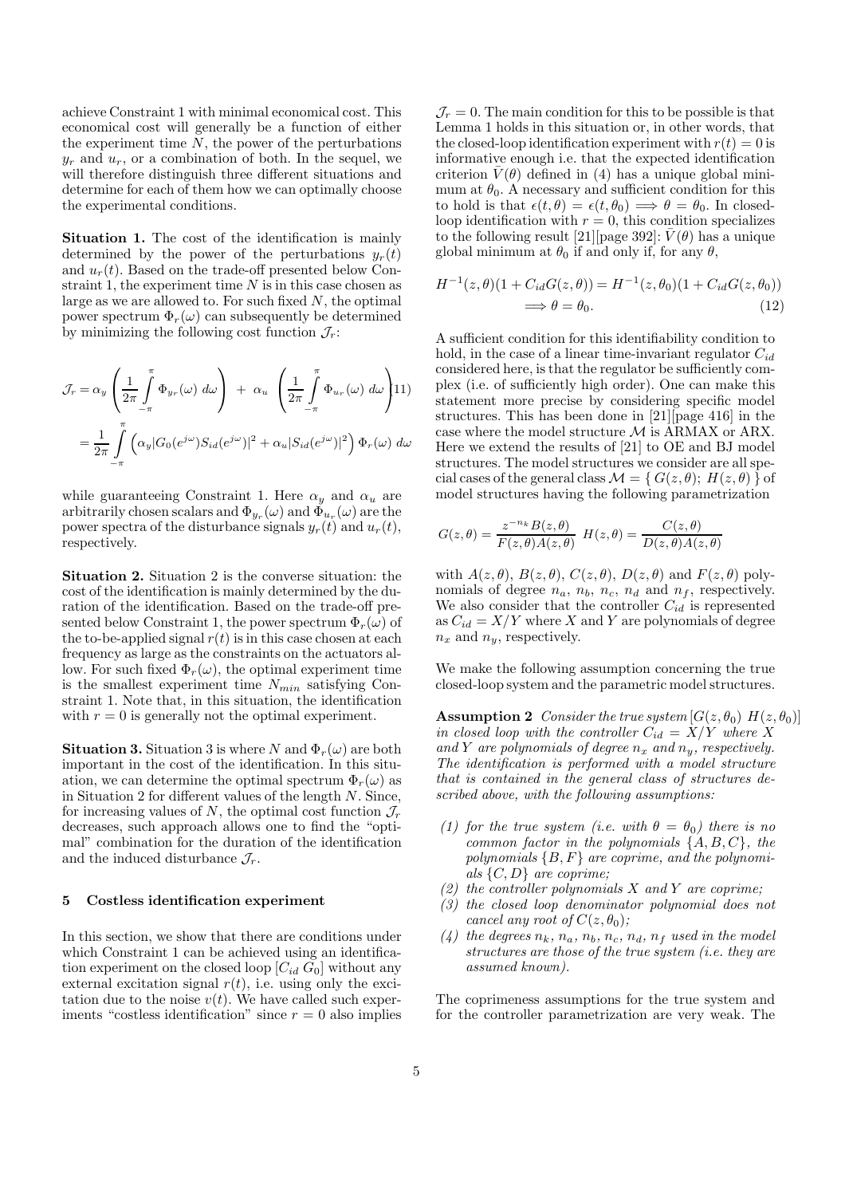achieve Constraint 1 with minimal economical cost. This economical cost will generally be a function of either the experiment time $N$, the power of the perturbations $y_r$ and $u_r$, or a combination of both. In the sequel, we will therefore distinguish three different situations and determine for each of them how we can optimally choose the experimental conditions.

**Situation 1.** The cost of the identification is mainly determined by the power of the perturbations $y_r(t)$ and $u_r(t)$. Based on the trade-off presented below Constraint 1, the experiment time $N$ is in this case chosen as large as we are allowed to. For such fixed $N$, the optimal power spectrum $\Phi_r(\omega)$ can subsequently be determined by minimizing the following cost function $\mathcal{J}_r$:

$$\mathcal{J}_r = \alpha_y \left( \frac{1}{2\pi} \int_{-\pi}^{\pi} \Phi_{y_r}(\omega)\, d\omega \right) \;+\; \alpha_u \left( \frac{1}{2\pi} \int_{-\pi}^{\pi} \Phi_{u_r}(\omega)\, d\omega \right) \quad (11)$$

$$= \frac{1}{2\pi} \int_{-\pi}^{\pi} \left( \alpha_y |G_0(e^{j\omega}) S_{id}(e^{j\omega})|^2 + \alpha_u |S_{id}(e^{j\omega})|^2 \right) \Phi_r(\omega)\, d\omega$$

while guaranteeing Constraint 1. Here $\alpha_y$ and $\alpha_u$ are arbitrarily chosen scalars and $\Phi_{y_r}(\omega)$ and $\Phi_{u_r}(\omega)$ are the power spectra of the disturbance signals $y_r(t)$ and $u_r(t)$, respectively.

**Situation 2.** Situation 2 is the converse situation: the cost of the identification is mainly determined by the duration of the identification. Based on the trade-off presented below Constraint 1, the power spectrum $\Phi_r(\omega)$ of the to-be-applied signal $r(t)$ is in this case chosen at each frequency as large as the constraints on the actuators allow. For such fixed $\Phi_r(\omega)$, the optimal experiment time is the smallest experiment time $N_{min}$ satisfying Constraint 1. Note that, in this situation, the identification with $r = 0$ is generally not the optimal experiment.

**Situation 3.** Situation 3 is where $N$ and $\Phi_r(\omega)$ are both important in the cost of the identification. In this situation, we can determine the optimal spectrum $\Phi_r(\omega)$ as in Situation 2 for different values of the length $N$. Since, for increasing values of $N$, the optimal cost function $\mathcal{J}_r$ decreases, such approach allows one to find the "optimal" combination for the duration of the identification and the induced disturbance $\mathcal{J}_r$.

## 5 Costless identification experiment

In this section, we show that there are conditions under which Constraint 1 can be achieved using an identification experiment on the closed loop $[C_{id}\ G_0]$ without any external excitation signal $r(t)$, i.e. using only the excitation due to the noise $v(t)$. We have called such experiments "costless identification" since $r = 0$ also implies $\mathcal{J}_r = 0$. The main condition for this to be possible is that Lemma 1 holds in this situation or, in other words, that the closed-loop identification experiment with $r(t) = 0$ is informative enough i.e. that the expected identification criterion $\bar{V}(\theta)$ defined in (4) has a unique global minimum at $\theta_0$. A necessary and sufficient condition for this to hold is that $\epsilon(t,\theta) = \epsilon(t,\theta_0) \implies \theta = \theta_0$. In closed-loop identification with $r = 0$, this condition specializes to the following result [21][page 392]: $\bar{V}(\theta)$ has a unique global minimum at $\theta_0$ if and only if, for any $\theta$,

$$H^{-1}(z,\theta)(1 + C_{id}G(z,\theta)) = H^{-1}(z,\theta_0)(1 + C_{id}G(z,\theta_0)) \implies \theta = \theta_0. \quad (12)$$

A sufficient condition for this identifiability condition to hold, in the case of a linear time-invariant regulator $C_{id}$ considered here, is that the regulator be sufficiently complex (i.e. of sufficiently high order). One can make this statement more precise by considering specific model structures. This has been done in [21][page 416] in the case where the model structure $\mathcal{M}$ is ARMAX or ARX. Here we extend the results of [21] to OE and BJ model structures. The model structures we consider are all special cases of the general class $\mathcal{M} = \{\, G(z,\theta);\ H(z,\theta) \,\}$ of model structures having the following parametrization

$$G(z,\theta) = \frac{z^{-n_k} B(z,\theta)}{F(z,\theta)A(z,\theta)} \;\; H(z,\theta) = \frac{C(z,\theta)}{D(z,\theta)A(z,\theta)}$$

with $A(z,\theta)$, $B(z,\theta)$, $C(z,\theta)$, $D(z,\theta)$ and $F(z,\theta)$ polynomials of degree $n_a$, $n_b$, $n_c$, $n_d$ and $n_f$, respectively. We also consider that the controller $C_{id}$ is represented as $C_{id} = X/Y$ where $X$ and $Y$ are polynomials of degree $n_x$ and $n_y$, respectively.

We make the following assumption concerning the true closed-loop system and the parametric model structures.

**Assumption 2** *Consider the true system $[G(z,\theta_0)\ H(z,\theta_0)]$ in closed loop with the controller $C_{id} = X/Y$ where $X$ and $Y$ are polynomials of degree $n_x$ and $n_y$, respectively. The identification is performed with a model structure that is contained in the general class of structures described above, with the following assumptions:*

*(1) for the true system (i.e. with $\theta = \theta_0$) there is no common factor in the polynomials $\{A, B, C\}$, the polynomials $\{B, F\}$ are coprime, and the polynomials $\{C, D\}$ are coprime;*
*(2) the controller polynomials $X$ and $Y$ are coprime;*
*(3) the closed loop denominator polynomial does not cancel any root of $C(z,\theta_0)$;*
*(4) the degrees $n_k$, $n_a$, $n_b$, $n_c$, $n_d$, $n_f$ used in the model structures are those of the true system (i.e. they are assumed known).*

The coprimeness assumptions for the true system and for the controller parametrization are very weak. The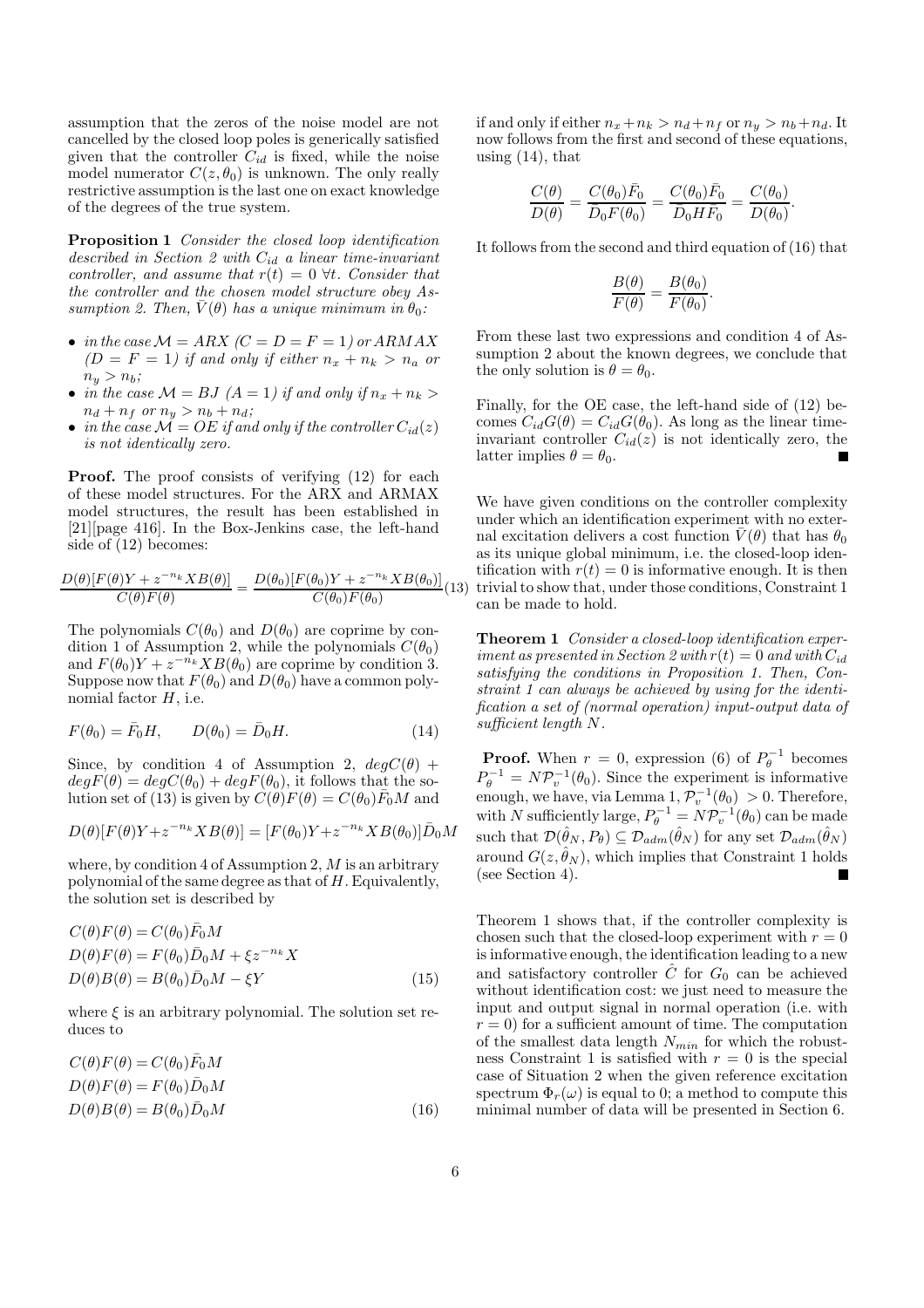assumption that the zeros of the noise model are not cancelled by the closed loop poles is generically satisfied given that the controller $C_{id}$ is fixed, while the noise model numerator $C(z, \theta_0)$ is unknown. The only really restrictive assumption is the last one on exact knowledge of the degrees of the true system.

**Proposition 1** *Consider the closed loop identification described in Section 2 with $C_{id}$ a linear time-invariant controller, and assume that $r(t) = 0$ $\forall t$. Consider that the controller and the chosen model structure obey Assumption 2. Then, $\bar{V}(\theta)$ has a unique minimum in $\theta_0$:*

- *in the case $\mathcal{M} = ARX$ ($C = D = F = 1$) or $ARMAX$ ($D = F = 1$) if and only if either $n_x + n_k > n_a$ or $n_y > n_b$;*
- *in the case $\mathcal{M} = BJ$ ($A = 1$) if and only if $n_x + n_k > n_d + n_f$ or $n_y > n_b + n_d$;*
- *in the case $\mathcal{M} = OE$ if and only if the controller $C_{id}(z)$ is not identically zero.*

**Proof.** The proof consists of verifying (12) for each of these model structures. For the ARX and ARMAX model structures, the result has been established in [21][page 416]. In the Box-Jenkins case, the left-hand side of (12) becomes:

$$\frac{D(\theta)[F(\theta)Y + z^{-n_k}XB(\theta)]}{C(\theta)F(\theta)} = \frac{D(\theta_0)[F(\theta_0)Y + z^{-n_k}XB(\theta_0)]}{C(\theta_0)F(\theta_0)} \tag{13}$$

The polynomials $C(\theta_0)$ and $D(\theta_0)$ are coprime by condition 1 of Assumption 2, while the polynomials $C(\theta_0)$ and $F(\theta_0)Y + z^{-n_k}XB(\theta_0)$ are coprime by condition 3. Suppose now that $F(\theta_0)$ and $D(\theta_0)$ have a common polynomial factor $H$, i.e.

$$F(\theta_0) = \bar{F}_0 H, \qquad D(\theta_0) = \bar{D}_0 H. \tag{14}$$

Since, by condition 4 of Assumption 2, $degC(\theta) + degF(\theta) = degC(\theta_0) + degF(\theta_0)$, it follows that the solution set of (13) is given by $C(\theta)F(\theta) = C(\theta_0)\bar{F}_0 M$ and

$$D(\theta)[F(\theta)Y + z^{-n_k}XB(\theta)] = [F(\theta_0)Y + z^{-n_k}XB(\theta_0)]\bar{D}_0 M$$

where, by condition 4 of Assumption 2, $M$ is an arbitrary polynomial of the same degree as that of $H$. Equivalently, the solution set is described by

$$\begin{aligned}
C(\theta)F(\theta) &= C(\theta_0)\bar{F}_0 M \\
D(\theta)F(\theta) &= F(\theta_0)\bar{D}_0 M + \xi z^{-n_k} X \\
D(\theta)B(\theta) &= B(\theta_0)\bar{D}_0 M - \xi Y
\end{aligned} \tag{15}$$

where $\xi$ is an arbitrary polynomial. The solution set reduces to

$$\begin{aligned}
C(\theta)F(\theta) &= C(\theta_0)\bar{F}_0 M \\
D(\theta)F(\theta) &= F(\theta_0)\bar{D}_0 M \\
D(\theta)B(\theta) &= B(\theta_0)\bar{D}_0 M
\end{aligned} \tag{16}$$

if and only if either $n_x + n_k > n_d + n_f$ or $n_y > n_b + n_d$. It now follows from the first and second of these equations, using (14), that

$$\frac{C(\theta)}{D(\theta)} = \frac{C(\theta_0)\bar{F}_0}{D_0 F(\theta_0)} = \frac{C(\theta_0)\bar{F}_0}{\bar{D}_0 H \bar{F}_0} = \frac{C(\theta_0)}{D(\theta_0)}.$$

It follows from the second and third equation of (16) that

$$\frac{B(\theta)}{F(\theta)} = \frac{B(\theta_0)}{F(\theta_0)}.$$

From these last two expressions and condition 4 of Assumption 2 about the known degrees, we conclude that the only solution is $\theta = \theta_0$.

Finally, for the OE case, the left-hand side of (12) becomes $C_{id}G(\theta) = C_{id}G(\theta_0)$. As long as the linear time-invariant controller $C_{id}(z)$ is not identically zero, the latter implies $\theta = \theta_0$. ∎

We have given conditions on the controller complexity under which an identification experiment with no external excitation delivers a cost function $\bar{V}(\theta)$ that has $\theta_0$ as its unique global minimum, i.e. the closed-loop identification with $r(t) = 0$ is informative enough. It is then trivial to show that, under those conditions, Constraint 1 can be made to hold.

**Theorem 1** *Consider a closed-loop identification experiment as presented in Section 2 with $r(t) = 0$ and with $C_{id}$ satisfying the conditions in Proposition 1. Then, Constraint 1 can always be achieved by using for the identification a set of (normal operation) input-output data of sufficient length $N$.*

**Proof.** When $r = 0$, expression (6) of $P_\theta^{-1}$ becomes $P_\theta^{-1} = N\mathcal{P}_v^{-1}(\theta_0)$. Since the experiment is informative enough, we have, via Lemma 1, $\mathcal{P}_v^{-1}(\theta_0) > 0$. Therefore, with $N$ sufficiently large, $P_\theta^{-1} = N\mathcal{P}_v^{-1}(\theta_0)$ can be made such that $\mathcal{D}(\hat{\theta}_N, P_\theta) \subseteq \mathcal{D}_{adm}(\hat{\theta}_N)$ for any set $\mathcal{D}_{adm}(\hat{\theta}_N)$ around $G(z, \hat{\theta}_N)$, which implies that Constraint 1 holds (see Section 4). ∎

Theorem 1 shows that, if the controller complexity is chosen such that the closed-loop experiment with $r = 0$ is informative enough, the identification leading to a new and satisfactory controller $\hat{C}$ for $G_0$ can be achieved without identification cost: we just need to measure the input and output signal in normal operation (i.e. with $r = 0$) for a sufficient amount of time. The computation of the smallest data length $N_{min}$ for which the robustness Constraint 1 is satisfied with $r = 0$ is the special case of Situation 2 when the given reference excitation spectrum $\Phi_r(\omega)$ is equal to 0; a method to compute this minimal number of data will be presented in Section 6.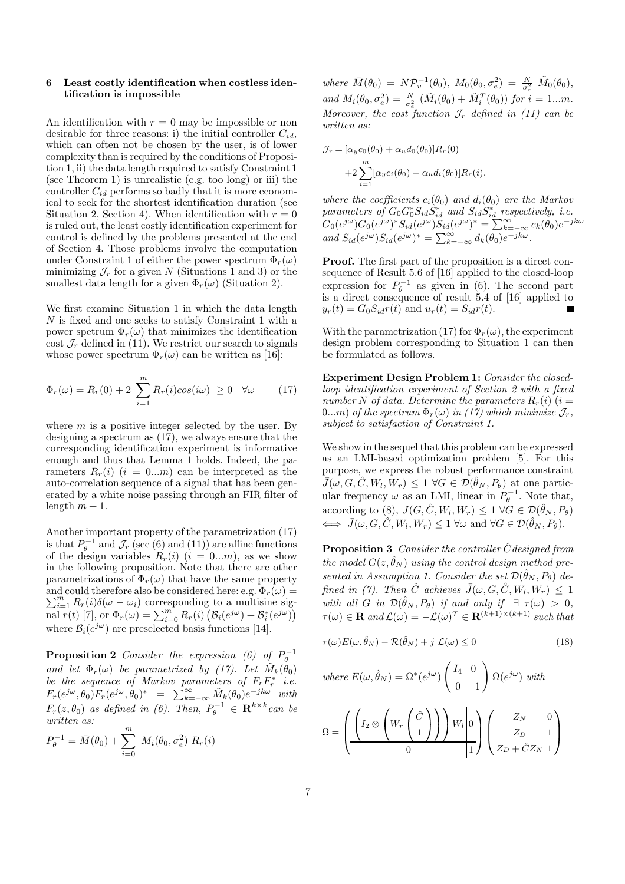## 6 Least costly identification when costless identification is impossible

An identification with $r = 0$ may be impossible or non desirable for three reasons: i) the initial controller $C_{id}$, which can often not be chosen by the user, is of lower complexity than is required by the conditions of Proposition 1, ii) the data length required to satisfy Constraint 1 (see Theorem 1) is unrealistic (e.g. too long) or iii) the controller $C_{id}$ performs so badly that it is more economical to seek for the shortest identification duration (see Situation 2, Section 4). When identification with $r = 0$ is ruled out, the least costly identification experiment for control is defined by the problems presented at the end of Section 4. Those problems involve the computation under Constraint 1 of either the power spectrum $\Phi_r(\omega)$ minimizing $\mathcal{J}_r$ for a given $N$ (Situations 1 and 3) or the smallest data length for a given $\Phi_r(\omega)$ (Situation 2).

We first examine Situation 1 in which the data length $N$ is fixed and one seeks to satisfy Constraint 1 with a power spectrum $\Phi_r(\omega)$ that minimizes the identification cost $\mathcal{J}_r$ defined in (11). We restrict our search to signals whose power spectrum $\Phi_r(\omega)$ can be written as [16]:

$$\Phi_r(\omega) = R_r(0) + 2\sum_{i=1}^{m} R_r(i)cos(i\omega) \geq 0 \quad \forall\omega \tag{17}$$

where $m$ is a positive integer selected by the user. By designing a spectrum as (17), we always ensure that the corresponding identification experiment is informative enough and thus that Lemma 1 holds. Indeed, the parameters $R_r(i)$ $(i = 0...m)$ can be interpreted as the auto-correlation sequence of a signal that has been generated by a white noise passing through an FIR filter of length $m + 1$.

Another important property of the parametrization (17) is that $P_\theta^{-1}$ and $\mathcal{J}_r$ (see (6) and (11)) are affine functions of the design variables $R_r(i)$ $(i = 0...m)$, as we show in the following proposition. Note that there are other parametrizations of $\Phi_r(\omega)$ that have the same property and could therefore also be considered here: e.g. $\Phi_r(\omega) = \sum_{i=1}^{m} R_r(i)\delta(\omega - \omega_i)$ corresponding to a multisine signal $r(t)$ [7], or $\Phi_r(\omega) = \sum_{i=0}^{m} R_r(i)\left(\mathcal{B}_i(e^{j\omega}) + \mathcal{B}_i^*(e^{j\omega})\right)$ where $\mathcal{B}_i(e^{j\omega})$ are preselected basis functions [14].

**Proposition 2** *Consider the expression (6) of $P_\theta^{-1}$ and let $\Phi_r(\omega)$ be parametrized by (17). Let $\tilde{M}_k(\theta_0)$ be the sequence of Markov parameters of $F_rF_r^*$ i.e. $F_r(e^{j\omega}, \theta_0)F_r(e^{j\omega}, \theta_0)^* = \sum_{k=-\infty}^{\infty} \tilde{M}_k(\theta_0)e^{-jk\omega}$ with $F_r(z, \theta_0)$ as defined in (6). Then, $P_\theta^{-1} \in \mathbf{R}^{k\times k}$ can be written as:*

$$P_\theta^{-1} = \bar{M}(\theta_0) + \sum_{i=0}^{m} M_i(\theta_0, \sigma_e^2)\, R_r(i)$$

*where $\bar{M}(\theta_0) = N\mathcal{P}_v^{-1}(\theta_0)$, $M_0(\theta_0, \sigma_e^2) = \frac{N}{\sigma_e^2}\, \tilde{M}_0(\theta_0)$, and $M_i(\theta_0, \sigma_e^2) = \frac{N}{\sigma_e^2}\, (\tilde{M}_i(\theta_0) + \tilde{M}_i^T(\theta_0))$ for $i = 1...m$. Moreover, the cost function $\mathcal{J}_r$ defined in (11) can be written as:*

$$\begin{aligned}\mathcal{J}_r = &[\alpha_y c_0(\theta_0) + \alpha_u d_0(\theta_0)]R_r(0)\\ &+2\sum_{i=1}^{m}[\alpha_y c_i(\theta_0) + \alpha_u d_i(\theta_0)]R_r(i),\end{aligned}$$

*where the coefficients $c_i(\theta_0)$ and $d_i(\theta_0)$ are the Markov parameters of $G_0G_0^*S_{id}S_{id}^*$ and $S_{id}S_{id}^*$ respectively, i.e. $G_0(e^{j\omega})G_0(e^{j\omega})^*S_{id}(e^{j\omega})S_{id}(e^{j\omega})^* = \sum_{k=-\infty}^{\infty} c_k(\theta_0)e^{-jk\omega}$ and $S_{id}(e^{j\omega})S_{id}(e^{j\omega})^* = \sum_{k=-\infty}^{\infty} d_k(\theta_0)e^{-jk\omega}$.*

**Proof.** The first part of the proposition is a direct consequence of Result 5.6 of [16] applied to the closed-loop expression for $P_\theta^{-1}$ as given in (6). The second part is a direct consequence of result 5.4 of [16] applied to $y_r(t) = G_0S_{id}r(t)$ and $u_r(t) = S_{id}r(t)$. ∎

With the parametrization (17) for $\Phi_r(\omega)$, the experiment design problem corresponding to Situation 1 can then be formulated as follows.

**Experiment Design Problem 1:** *Consider the closed-loop identification experiment of Section 2 with a fixed number $N$ of data. Determine the parameters $R_r(i)$ $(i = 0...m)$ of the spectrum $\Phi_r(\omega)$ in (17) which minimize $\mathcal{J}_r$, subject to satisfaction of Constraint 1.*

We show in the sequel that this problem can be expressed as an LMI-based optimization problem [5]. For this purpose, we express the robust performance constraint $\bar{J}(\omega, G, \hat{C}, W_l, W_r) \leq 1\ \forall G \in \mathcal{D}(\hat{\theta}_N, P_\theta)$ at one particular frequency $\omega$ as an LMI, linear in $P_\theta^{-1}$. Note that, according to (8), $J(G, \hat{C}, W_l, W_r) \leq 1\ \forall G \in \mathcal{D}(\hat{\theta}_N, P_\theta)$ $\iff$ $\bar{J}(\omega, G, \hat{C}, W_l, W_r) \leq 1\ \forall\omega$ and $\forall G \in \mathcal{D}(\hat{\theta}_N, P_\theta)$.

**Proposition 3** *Consider the controller $\hat{C}$ designed from the model $G(z, \hat{\theta}_N)$ using the control design method presented in Assumption 1. Consider the set $\mathcal{D}(\hat{\theta}_N, P_\theta)$ defined in (7). Then $\hat{C}$ achieves $\bar{J}(\omega, G, \hat{C}, W_l, W_r) \leq 1$ with all $G$ in $\mathcal{D}(\hat{\theta}_N, P_\theta)$ if and only if $\exists\ \tau(\omega) > 0$, $\tau(\omega) \in \mathbf{R}$ and $\mathcal{L}(\omega) = -\mathcal{L}(\omega)^T \in \mathbf{R}^{(k+1)\times(k+1)}$ such that*

$$\tau(\omega)E(\omega, \hat{\theta}_N) - \mathcal{R}(\hat{\theta}_N) + j\ \mathcal{L}(\omega) \leq 0 \tag{18}$$

*where* $E(\omega, \hat{\theta}_N) = \Omega^*(e^{j\omega}) \begin{pmatrix} I_4 & 0 \\ 0 & -1 \end{pmatrix} \Omega(e^{j\omega})$ *with*

$$\Omega = \left( \begin{array}{c|c} \left(I_2 \otimes \left(W_r \begin{pmatrix} \hat{C} \\ 1 \end{pmatrix}\right)\right) W_l & 0 \\ \hline 0 & 1 \end{array} \right) \begin{pmatrix} Z_N & 0 \\ Z_D & 1 \\ Z_D + \hat{C}Z_N & 1 \end{pmatrix}$$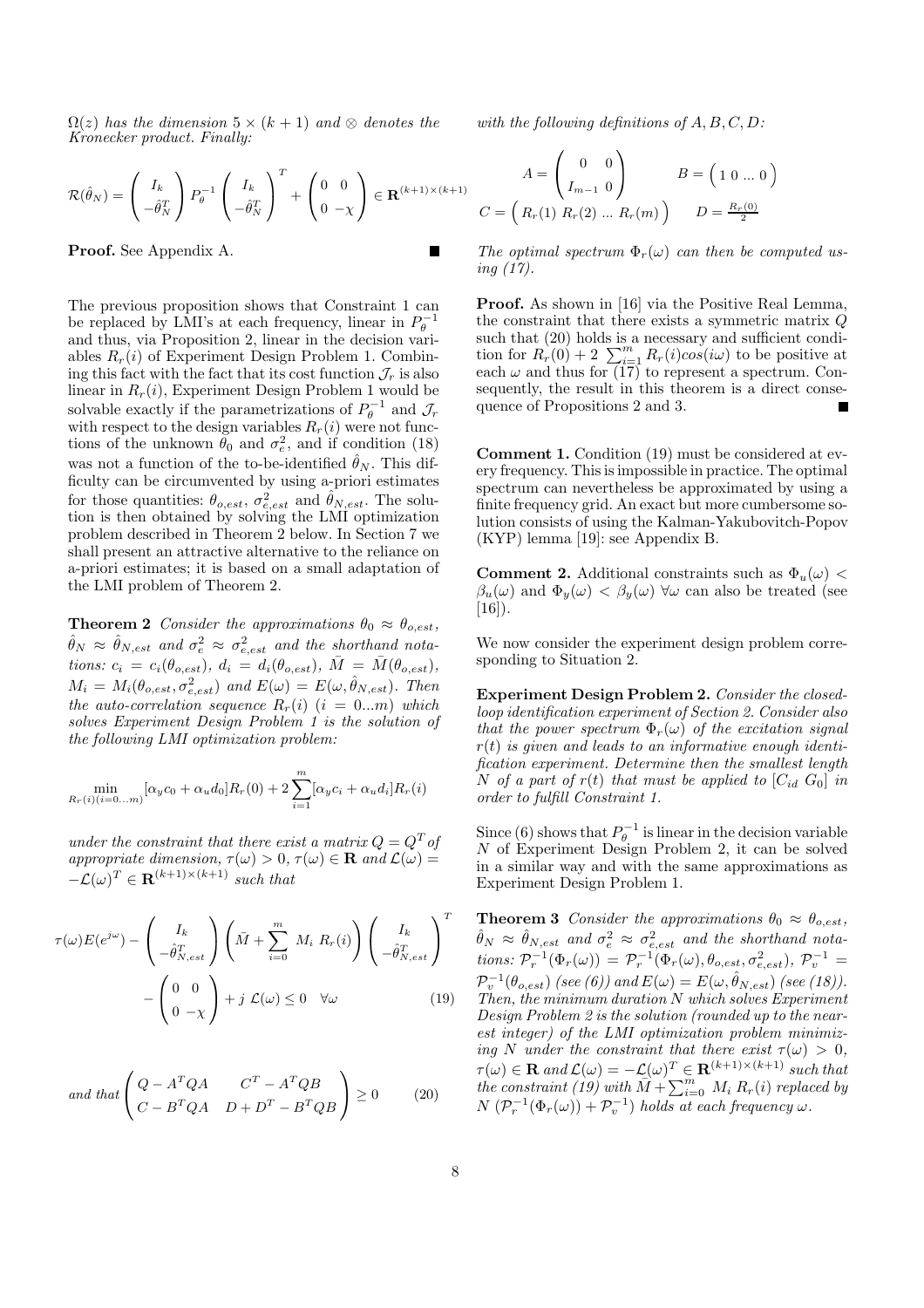$\Omega(z)$ *has the dimension* $5 \times (k+1)$ *and* $\otimes$ *denotes the Kronecker product. Finally:*

$$\mathcal{R}(\hat{\theta}_N) = \begin{pmatrix} I_k \\ -\hat{\theta}_N^T \end{pmatrix} P_\theta^{-1} \begin{pmatrix} I_k \\ -\hat{\theta}_N^T \end{pmatrix}^T + \begin{pmatrix} 0 & 0 \\ 0 & -\chi \end{pmatrix} \in \mathbf{R}^{(k+1)\times(k+1)}$$

**Proof.** See Appendix A. ∎

The previous proposition shows that Constraint 1 can be replaced by LMI's at each frequency, linear in $P_\theta^{-1}$ and thus, via Proposition 2, linear in the decision variables $R_r(i)$ of Experiment Design Problem 1. Combining this fact with the fact that its cost function $\mathcal{J}_r$ is also linear in $R_r(i)$, Experiment Design Problem 1 would be solvable exactly if the parametrizations of $P_\theta^{-1}$ and $\mathcal{J}_r$ with respect to the design variables $R_r(i)$ were not functions of the unknown $\theta_0$ and $\sigma_e^2$, and if condition (18) was not a function of the to-be-identified $\hat{\theta}_N$. This difficulty can be circumvented by using a-priori estimates for those quantities: $\theta_{o,est}$, $\sigma_{e,est}^2$ and $\hat{\theta}_{N,est}$. The solution is then obtained by solving the LMI optimization problem described in Theorem 2 below. In Section 7 we shall present an attractive alternative to the reliance on a-priori estimates; it is based on a small adaptation of the LMI problem of Theorem 2.

**Theorem 2** *Consider the approximations* $\theta_0 \approx \theta_{o,est}$, $\hat{\theta}_N \approx \hat{\theta}_{N,est}$ *and* $\sigma_e^2 \approx \sigma_{e,est}^2$ *and the shorthand notations:* $c_i = c_i(\theta_{o,est})$, $d_i = d_i(\theta_{o,est})$, $\bar{M} = \bar{M}(\theta_{o,est})$, $M_i = M_i(\theta_{o,est}, \sigma_{e,est}^2)$ *and* $E(\omega) = E(\omega, \hat{\theta}_{N,est})$. *Then the auto-correlation sequence* $R_r(i)$ $(i = 0...m)$ *which solves Experiment Design Problem 1 is the solution of the following LMI optimization problem:*

$$\min_{R_r(i)(i=0...m)} [\alpha_y c_0 + \alpha_u d_0] R_r(0) + 2 \sum_{i=1}^{m} [\alpha_y c_i + \alpha_u d_i] R_r(i)$$

*under the constraint that there exist a matrix* $Q = Q^T$ *of appropriate dimension,* $\tau(\omega) > 0$, $\tau(\omega) \in \mathbf{R}$ *and* $\mathcal{L}(\omega) = -\mathcal{L}(\omega)^T \in \mathbf{R}^{(k+1)\times(k+1)}$ *such that*

$$\tau(\omega) E(e^{j\omega}) - \begin{pmatrix} I_k \\ -\hat{\theta}_{N,est}^T \end{pmatrix} \left( \bar{M} + \sum_{i=0}^{m} M_i \, R_r(i) \right) \begin{pmatrix} I_k \\ -\hat{\theta}_{N,est}^T \end{pmatrix}^T - \begin{pmatrix} 0 & 0 \\ 0 & -\chi \end{pmatrix} + j \, \mathcal{L}(\omega) \leq 0 \quad \forall \omega \qquad (19)$$

*and that*

$$\begin{pmatrix} Q - A^T Q A & C^T - A^T Q B \\ C - B^T Q A & D + D^T - B^T Q B \end{pmatrix} \geq 0 \qquad (20)$$

*with the following definitions of* $A, B, C, D$:

$$A = \begin{pmatrix} 0 & 0 \\ I_{m-1} & 0 \end{pmatrix} \qquad B = \begin{pmatrix} 1 & 0 & \dots & 0 \end{pmatrix}$$

$$C = \begin{pmatrix} R_r(1) & R_r(2) & \dots & R_r(m) \end{pmatrix} \qquad D = \frac{R_r(0)}{2}$$

*The optimal spectrum* $\Phi_r(\omega)$ *can then be computed using (17).*

**Proof.** As shown in [16] via the Positive Real Lemma, the constraint that there exists a symmetric matrix $Q$ such that (20) holds is a necessary and sufficient condition for $R_r(0) + 2 \sum_{i=1}^{m} R_r(i) cos(i\omega)$ to be positive at each $\omega$ and thus for (17) to represent a spectrum. Consequently, the result in this theorem is a direct consequence of Propositions 2 and 3. ∎

**Comment 1.** Condition (19) must be considered at every frequency. This is impossible in practice. The optimal spectrum can nevertheless be approximated by using a finite frequency grid. An exact but more cumbersome solution consists of using the Kalman-Yakubovitch-Popov (KYP) lemma [19]: see Appendix B.

**Comment 2.** Additional constraints such as $\Phi_u(\omega) < \beta_u(\omega)$ and $\Phi_y(\omega) < \beta_y(\omega)$ $\forall \omega$ can also be treated (see [16]).

We now consider the experiment design problem corresponding to Situation 2.

**Experiment Design Problem 2.** *Consider the closed-loop identification experiment of Section 2. Consider also that the power spectrum* $\Phi_r(\omega)$ *of the excitation signal* $r(t)$ *is given and leads to an informative enough identification experiment. Determine then the smallest length* $N$ *of a part of* $r(t)$ *that must be applied to* $[C_{id} \; G_0]$ *in order to fulfill Constraint 1.*

Since (6) shows that $P_\theta^{-1}$ is linear in the decision variable $N$ of Experiment Design Problem 2, it can be solved in a similar way and with the same approximations as Experiment Design Problem 1.

**Theorem 3** *Consider the approximations* $\theta_0 \approx \theta_{o,est}$, $\hat{\theta}_N \approx \hat{\theta}_{N,est}$ *and* $\sigma_e^2 \approx \sigma_{e,est}^2$ *and the shorthand notations:* $\mathcal{P}_r^{-1}(\Phi_r(\omega)) = \mathcal{P}_r^{-1}(\Phi_r(\omega), \theta_{o,est}, \sigma_{e,est}^2)$, $\mathcal{P}_v^{-1} = \mathcal{P}_v^{-1}(\theta_{o,est})$ *(see (6)) and* $E(\omega) = E(\omega, \hat{\theta}_{N,est})$ *(see (18)). Then, the minimum duration* $N$ *which solves Experiment Design Problem 2 is the solution (rounded up to the nearest integer) of the LMI optimization problem minimizing* $N$ *under the constraint that there exist* $\tau(\omega) > 0$, $\tau(\omega) \in \mathbf{R}$ *and* $\mathcal{L}(\omega) = -\mathcal{L}(\omega)^T \in \mathbf{R}^{(k+1)\times(k+1)}$ *such that the constraint (19) with* $\bar{M} + \sum_{i=0}^{m} M_i \, R_r(i)$ *replaced by* $N \, (\mathcal{P}_r^{-1}(\Phi_r(\omega)) + \mathcal{P}_v^{-1})$ *holds at each frequency* $\omega$.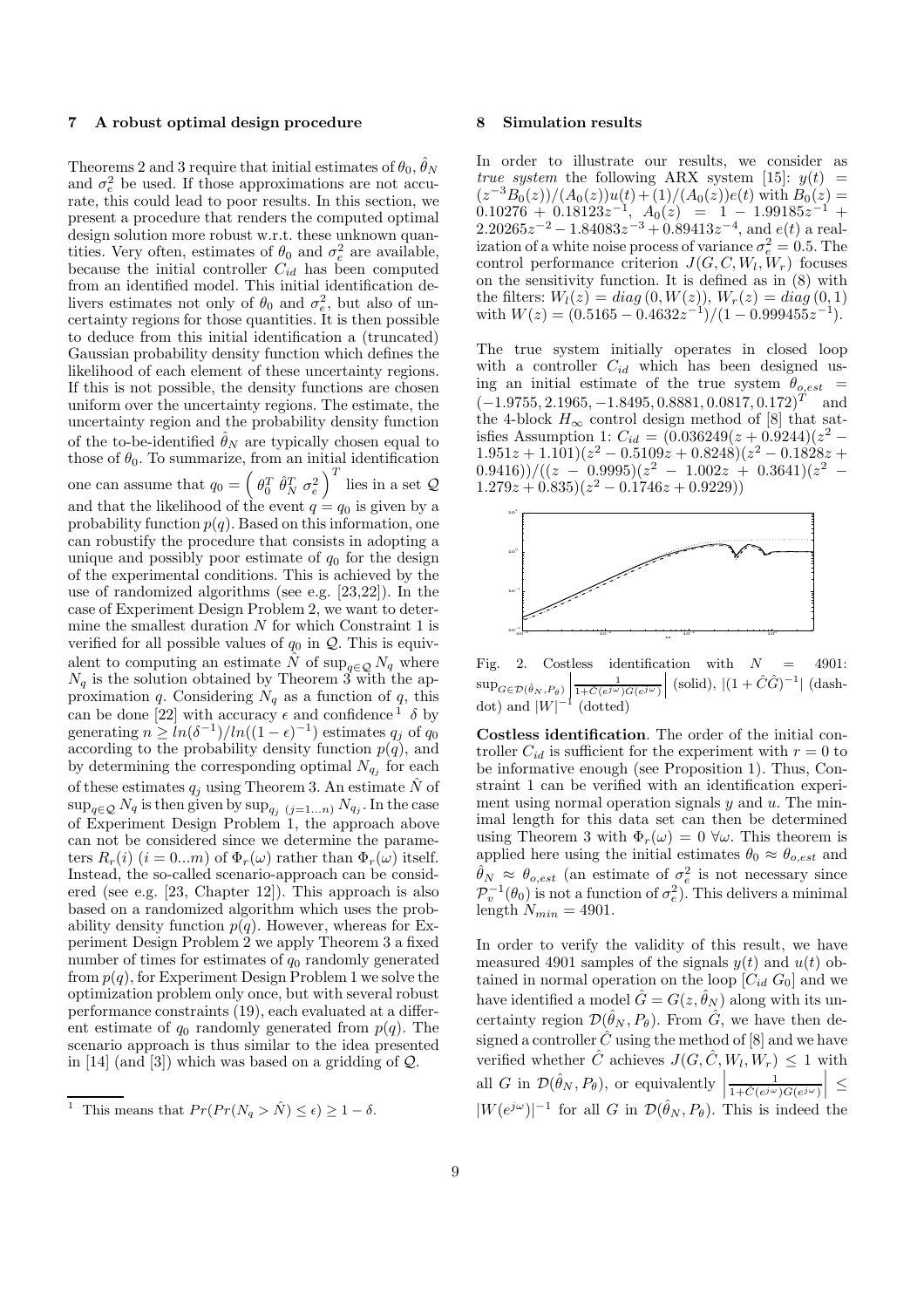## 7 A robust optimal design procedure

Theorems 2 and 3 require that initial estimates of $\theta_0$, $\hat{\theta}_N$ and $\sigma_e^2$ be used. If those approximations are not accurate, this could lead to poor results. In this section, we present a procedure that renders the computed optimal design solution more robust w.r.t. these unknown quantities. Very often, estimates of $\theta_0$ and $\sigma_e^2$ are available, because the initial controller $C_{id}$ has been computed from an identified model. This initial identification delivers estimates not only of $\theta_0$ and $\sigma_e^2$, but also of uncertainty regions for those quantities. It is then possible to deduce from this initial identification a (truncated) Gaussian probability density function which defines the likelihood of each element of these uncertainty regions. If this is not possible, the density functions are chosen uniform over the uncertainty regions. The estimate, the uncertainty region and the probability density function of the to-be-identified $\hat{\theta}_N$ are typically chosen equal to those of $\theta_0$. To summarize, from an initial identification one can assume that $q_0 = \left( \theta_0^T \; \hat{\theta}_N^T \; \sigma_e^2 \right)^T$ lies in a set $\mathcal{Q}$ and that the likelihood of the event $q = q_0$ is given by a probability function $p(q)$. Based on this information, one can robustify the procedure that consists in adopting a unique and possibly poor estimate of $q_0$ for the design of the experimental conditions. This is achieved by the use of randomized algorithms (see e.g. [23,22]). In the case of Experiment Design Problem 2, we want to determine the smallest duration $N$ for which Constraint 1 is verified for all possible values of $q_0$ in $\mathcal{Q}$. This is equivalent to computing an estimate $\hat{N}$ of $\sup_{q \in \mathcal{Q}} N_q$ where $N_q$ is the solution obtained by Theorem 3 with the approximation $q$. Considering $N_q$ as a function of $q$, this can be done [22] with accuracy $\epsilon$ and confidence [1] $\delta$ by generating $n \geq ln(\delta^{-1})/ln((1-\epsilon)^{-1})$ estimates $q_j$ of $q_0$ according to the probability density function $p(q)$, and by determining the corresponding optimal $N_{q_j}$ for each of these estimates $q_j$ using Theorem 3. An estimate $\hat{N}$ of $\sup_{q \in \mathcal{Q}} N_q$ is then given by $\sup_{q_j \; (j=1...n)} N_{q_j}$. In the case of Experiment Design Problem 1, the approach above can not be considered since we determine the parameters $R_r(i)$ $(i = 0...m)$ of $\Phi_r(\omega)$ rather than $\Phi_r(\omega)$ itself. Instead, the so-called scenario-approach can be considered (see e.g. [23, Chapter 12]). This approach is also based on a randomized algorithm which uses the probability density function $p(q)$. However, whereas for Experiment Design Problem 2 we apply Theorem 3 a fixed number of times for estimates of $q_0$ randomly generated from $p(q)$, for Experiment Design Problem 1 we solve the optimization problem only once, but with several robust performance constraints (19), each evaluated at a different estimate of $q_0$ randomly generated from $p(q)$. The scenario approach is thus similar to the idea presented in [14] (and [3]) which was based on a gridding of $\mathcal{Q}$.

[1] This means that $Pr(Pr(N_q > \hat{N}) \leq \epsilon) \geq 1 - \delta$.

## 8 Simulation results

In order to illustrate our results, we consider as *true system* the following ARX system [15]: $y(t) = (z^{-3}B_0(z))/(A_0(z))u(t) + (1)/(A_0(z))e(t)$ with $B_0(z) = 0.10276 + 0.18123z^{-1}$, $A_0(z) = 1 - 1.99185z^{-1} + 2.20265z^{-2} - 1.84083z^{-3} + 0.89413z^{-4}$, and $e(t)$ a realization of a white noise process of variance $\sigma_e^2 = 0.5$. The control performance criterion $J(G, C, W_l, W_r)$ focuses on the sensitivity function. It is defined as in (8) with the filters: $W_l(z) = diag\,(0, W(z))$, $W_r(z) = diag\,(0, 1)$ with $W(z) = (0.5165 - 0.4632z^{-1})/(1 - 0.999455z^{-1})$.

The true system initially operates in closed loop with a controller $C_{id}$ which has been designed using an initial estimate of the true system $\theta_{o,est} = (-1.9755, 2.1965, -1.8495, 0.8881, 0.0817, 0.172)^T$ and the 4-block $H_\infty$ control design method of [8] that satisfies Assumption 1: $C_{id} = (0.036249(z + 0.9244)(z^2 - 1.951z + 1.101)(z^2 - 0.5109z + 0.8248)(z^2 - 0.1828z + 0.9416))/((z - 0.9995)(z^2 - 1.002z + 0.3641)(z^2 - 1.279z + 0.835)(z^2 - 0.1746z + 0.9229))$

Fig. 2. Costless identification with $N = 4901$: $\sup_{G \in \mathcal{D}(\hat{\theta}_N, P_\theta)} \left| \frac{1}{1+\hat{C}(e^{j\omega})G(e^{j\omega})} \right|$ (solid), $|(1 + \hat{C}\hat{G})^{-1}|$ (dash-dot) and $|W|^{-1}$ (dotted)

**Costless identification**. The order of the initial controller $C_{id}$ is sufficient for the experiment with $r = 0$ to be informative enough (see Proposition 1). Thus, Constraint 1 can be verified with an identification experiment using normal operation signals $y$ and $u$. The minimal length for this data set can then be determined using Theorem 3 with $\Phi_r(\omega) = 0 \; \forall \omega$. This theorem is applied here using the initial estimates $\theta_0 \approx \theta_{o,est}$ and $\hat{\theta}_N \approx \theta_{o,est}$ (an estimate of $\sigma_e^2$ is not necessary since $\mathcal{P}_v^{-1}(\theta_0)$ is not a function of $\sigma_e^2$). This delivers a minimal length $N_{min} = 4901$.

In order to verify the validity of this result, we have measured 4901 samples of the signals $y(t)$ and $u(t)$ obtained in normal operation on the loop $[C_{id} \; G_0]$ and we have identified a model $\hat{G} = G(z, \hat{\theta}_N)$ along with its uncertainty region $\mathcal{D}(\hat{\theta}_N, P_\theta)$. From $\hat{G}$, we have then designed a controller $\hat{C}$ using the method of [8] and we have verified whether $\hat{C}$ achieves $J(G, \hat{C}, W_l, W_r) \leq 1$ with all $G$ in $\mathcal{D}(\hat{\theta}_N, P_\theta)$, or equivalently $\left| \frac{1}{1+\hat{C}(e^{j\omega})G(e^{j\omega})} \right| \leq |W(e^{j\omega})|^{-1}$ for all $G$ in $\mathcal{D}(\hat{\theta}_N, P_\theta)$. This is indeed the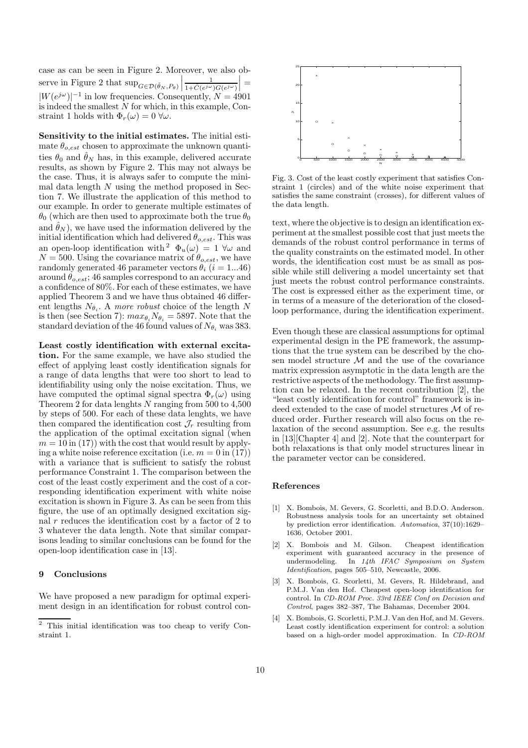case as can be seen in Figure 2. Moreover, we also observe in Figure 2 that $\sup_{G \in \mathcal{D}(\hat{\theta}_N, P_\theta)} \left| \frac{1}{1+C(e^{j\omega})G(e^{j\omega})} \right| = |W(e^{j\omega})|^{-1}$ in low frequencies. Consequently, $N = 4901$ is indeed the smallest $N$ for which, in this example, Constraint 1 holds with $\Phi_r(\omega) = 0 \ \forall \omega$.

**Sensitivity to the initial estimates.** The initial estimate $\theta_{o,est}$ chosen to approximate the unknown quantities $\theta_0$ and $\hat{\theta}_N$ has, in this example, delivered accurate results, as shown by Figure 2. This may not always be the case. Thus, it is always safer to compute the minimal data length $N$ using the method proposed in Section 7. We illustrate the application of this method to our example. In order to generate multiple estimates of $\theta_0$ (which are then used to approximate both the true $\theta_0$ and $\hat{\theta}_N$), we have used the information delivered by the initial identification which had delivered $\theta_{o,est}$. This was an open-loop identification with[2] $\Phi_u(\omega) = 1 \ \forall \omega$ and $N = 500$. Using the covariance matrix of $\theta_{o,est}$, we have randomly generated 46 parameter vectors $\theta_i$ ($i = 1...46$) around $\theta_{o,est}$; 46 samples correspond to an accuracy and a confidence of 80%. For each of these estimates, we have applied Theorem 3 and we have thus obtained 46 different lengths $N_{\theta_i}$. A *more robust* choice of the length $N$ is then (see Section 7): $max_{\theta_i} N_{\theta_i} = 5897$. Note that the standard deviation of the 46 found values of $N_{\theta_i}$ was 383.

**Least costly identification with external excitation.** For the same example, we have also studied the effect of applying least costly identification signals for a range of data lengths that were too short to lead to identifiability using only the noise excitation. Thus, we have computed the optimal signal spectra $\Phi_r(\omega)$ using Theorem 2 for data lenghts $N$ ranging from 500 to 4,500 by steps of 500. For each of these data lenghts, we have then compared the identification cost $\mathcal{J}_r$ resulting from the application of the optimal excitation signal (when $m = 10$ in (17)) with the cost that would result by applying a white noise reference excitation (i.e. $m = 0$ in (17)) with a variance that is sufficient to satisfy the robust performance Constraint 1. The comparison between the cost of the least costly experiment and the cost of a corresponding identification experiment with white noise excitation is shown in Figure 3. As can be seen from this figure, the use of an optimally designed excitation signal $r$ reduces the identification cost by a factor of 2 to 3 whatever the data length. Note that similar comparisons leading to similar conclusions can be found for the open-loop identification case in [13].

[2] This initial identification was too cheap to verify Constraint 1.

25
20
15
10
5
0
Jr
0 500 1000 1500 2000 2500 3000 3500 4000 4500 5000
N

Fig. 3. Cost of the least costly experiment that satisfies Constraint 1 (circles) and of the white noise experiment that satisfies the same constraint (crosses), for different values of the data length.

## 9 Conclusions

We have proposed a new paradigm for optimal experiment design in an identification for robust control context, where the objective is to design an identification experiment at the smallest possible cost that just meets the demands of the robust control performance in terms of the quality constraints on the estimated model. In other words, the identification cost must be as small as possible while still delivering a model uncertainty set that just meets the robust control performance constraints. The cost is expressed either as the experiment time, or in terms of a measure of the deterioration of the closed-loop performance, during the identification experiment.

Even though these are classical assumptions for optimal experimental design in the PE framework, the assumptions that the true system can be described by the chosen model structure $\mathcal{M}$ and the use of the covariance matrix expression asymptotic in the data length are the restrictive aspects of the methodology. The first assumption can be relaxed. In the recent contribution [2], the "least costly identification for control" framework is indeed extended to the case of model structures $\mathcal{M}$ of reduced order. Further research will also focus on the relaxation of the second assumption. See e.g. the results in [13][Chapter 4] and [2]. Note that the counterpart for both relaxations is that only model structures linear in the parameter vector can be considered.

## References

[1] X. Bombois, M. Gevers, G. Scorletti, and B.D.O. Anderson. Robustness analysis tools for an uncertainty set obtained by prediction error identification. *Automatica*, 37(10):1629–1636, October 2001.

[2] X. Bombois and M. Gilson. Cheapest identification experiment with guaranteed accuracy in the presence of undermodeling. In *14th IFAC Symposium on System Identification*, pages 505–510, Newcastle, 2006.

[3] X. Bombois, G. Scorletti, M. Gevers, R. Hildebrand, and P.M.J. Van den Hof. Cheapest open-loop identification for control. In *CD-ROM Proc. 33rd IEEE Conf on Decision and Control*, pages 382–387, The Bahamas, December 2004.

[4] X. Bombois, G. Scorletti, P.M.J. Van den Hof, and M. Gevers. Least costly identification experiment for control: a solution based on a high-order model approximation. In *CD-ROM*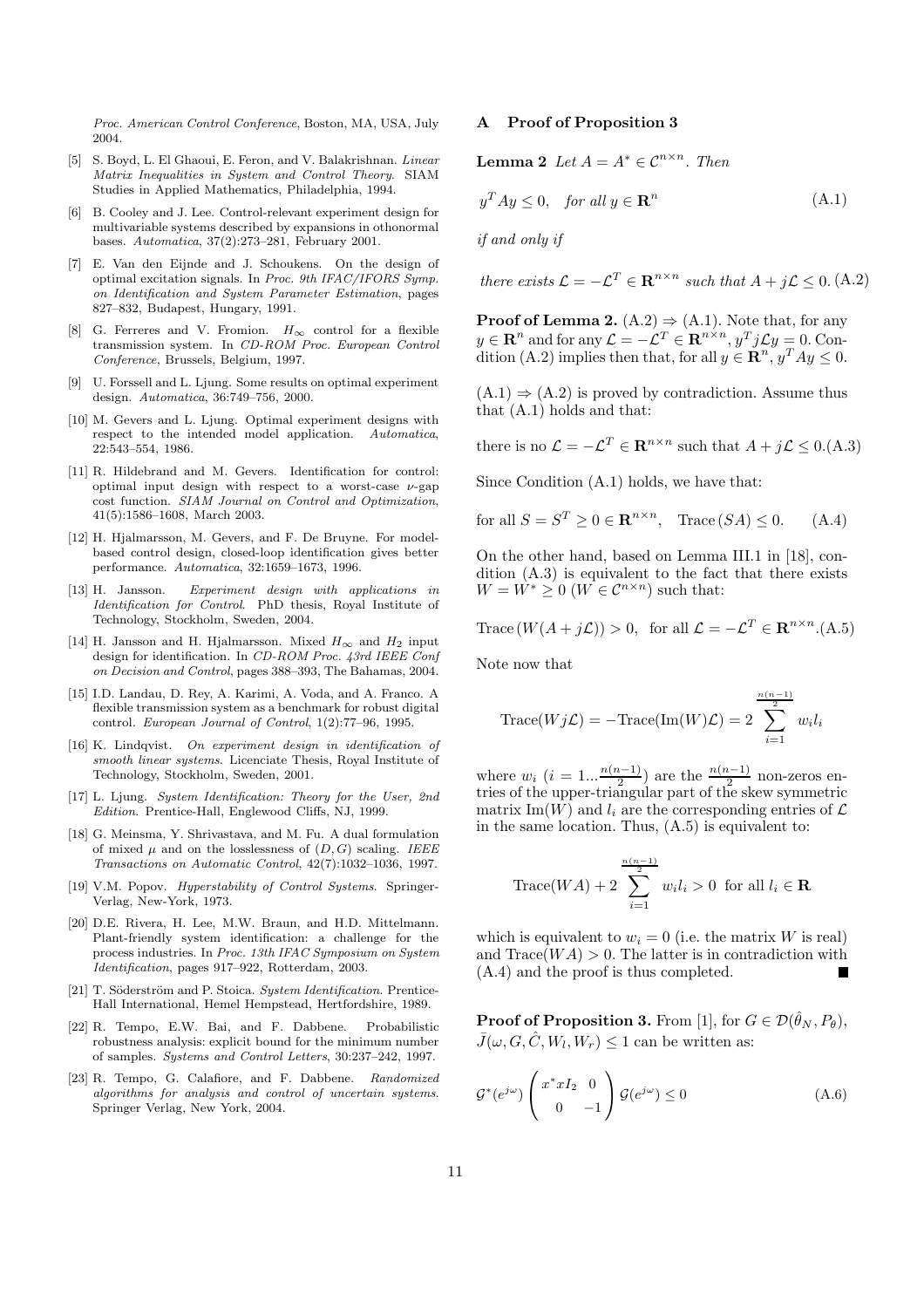*Proc. American Control Conference*, Boston, MA, USA, July 2004.

[5] S. Boyd, L. El Ghaoui, E. Feron, and V. Balakrishnan. *Linear Matrix Inequalities in System and Control Theory*. SIAM Studies in Applied Mathematics, Philadelphia, 1994.

[6] B. Cooley and J. Lee. Control-relevant experiment design for multivariable systems described by expansions in othonormal bases. *Automatica*, 37(2):273–281, February 2001.

[7] E. Van den Eijnde and J. Schoukens. On the design of optimal excitation signals. In *Proc. 9th IFAC/IFORS Symp. on Identification and System Parameter Estimation*, pages 827–832, Budapest, Hungary, 1991.

[8] G. Ferreres and V. Fromion. $H_\infty$ control for a flexible transmission system. In *CD-ROM Proc. European Control Conference*, Brussels, Belgium, 1997.

[9] U. Forssell and L. Ljung. Some results on optimal experiment design. *Automatica*, 36:749–756, 2000.

[10] M. Gevers and L. Ljung. Optimal experiment designs with respect to the intended model application. *Automatica*, 22:543–554, 1986.

[11] R. Hildebrand and M. Gevers. Identification for control: optimal input design with respect to a worst-case $\nu$-gap cost function. *SIAM Journal on Control and Optimization*, 41(5):1586–1608, March 2003.

[12] H. Hjalmarsson, M. Gevers, and F. De Bruyne. For model-based control design, closed-loop identification gives better performance. *Automatica*, 32:1659–1673, 1996.

[13] H. Jansson. *Experiment design with applications in Identification for Control*. PhD thesis, Royal Institute of Technology, Stockholm, Sweden, 2004.

[14] H. Jansson and H. Hjalmarsson. Mixed $H_\infty$ and $H_2$ input design for identification. In *CD-ROM Proc. 43rd IEEE Conf on Decision and Control*, pages 388–393, The Bahamas, 2004.

[15] I.D. Landau, D. Rey, A. Karimi, A. Voda, and A. Franco. A flexible transmission system as a benchmark for robust digital control. *European Journal of Control*, 1(2):77–96, 1995.

[16] K. Lindqvist. *On experiment design in identification of smooth linear systems*. Licenciate Thesis, Royal Institute of Technology, Stockholm, Sweden, 2001.

[17] L. Ljung. *System Identification: Theory for the User, 2nd Edition*. Prentice-Hall, Englewood Cliffs, NJ, 1999.

[18] G. Meinsma, Y. Shrivastava, and M. Fu. A dual formulation of mixed $\mu$ and on the losslessness of $(D, G)$ scaling. *IEEE Transactions on Automatic Control*, 42(7):1032–1036, 1997.

[19] V.M. Popov. *Hyperstability of Control Systems*. Springer-Verlag, New-York, 1973.

[20] D.E. Rivera, H. Lee, M.W. Braun, and H.D. Mittelmann. Plant-friendly system identification: a challenge for the process industries. In *Proc. 13th IFAC Symposium on System Identification*, pages 917–922, Rotterdam, 2003.

[21] T. Söderström and P. Stoica. *System Identification*. Prentice-Hall International, Hemel Hempstead, Hertfordshire, 1989.

[22] R. Tempo, E.W. Bai, and F. Dabbene. Probabilistic robustness analysis: explicit bound for the minimum number of samples. *Systems and Control Letters*, 30:237–242, 1997.

[23] R. Tempo, G. Calafiore, and F. Dabbene. *Randomized algorithms for analysis and control of uncertain systems*. Springer Verlag, New York, 2004.

## A Proof of Proposition 3

**Lemma 2** *Let $A = A^* \in \mathcal{C}^{n\times n}$. Then*

$$y^T A y \leq 0, \quad \textit{for all } y \in \mathbf{R}^n \tag{A.1}$$

*if and only if*

$$\textit{there exists } \mathcal{L} = -\mathcal{L}^T \in \mathbf{R}^{n\times n} \textit{ such that } A + j\mathcal{L} \leq 0. \tag{A.2}$$

**Proof of Lemma 2.** (A.2) $\Rightarrow$ (A.1). Note that, for any $y \in \mathbf{R}^n$ and for any $\mathcal{L} = -\mathcal{L}^T \in \mathbf{R}^{n\times n}$, $y^T j\mathcal{L} y = 0$. Condition (A.2) implies then that, for all $y \in \mathbf{R}^n$, $y^T A y \leq 0$.

(A.1) $\Rightarrow$ (A.2) is proved by contradiction. Assume thus that (A.1) holds and that:

$$\text{there is no } \mathcal{L} = -\mathcal{L}^T \in \mathbf{R}^{n\times n} \text{ such that } A + j\mathcal{L} \leq 0. \tag{A.3}$$

Since Condition (A.1) holds, we have that:

$$\text{for all } S = S^T \geq 0 \in \mathbf{R}^{n\times n}, \quad \text{Trace}\,(SA) \leq 0. \tag{A.4}$$

On the other hand, based on Lemma III.1 in [18], condition (A.3) is equivalent to the fact that there exists $W = W^* \geq 0$ ($W \in \mathcal{C}^{n\times n}$) such that:

$$\text{Trace}\,(W(A + j\mathcal{L})) > 0, \text{ for all } \mathcal{L} = -\mathcal{L}^T \in \mathbf{R}^{n\times n}. \tag{A.5}$$

Note now that

$$\text{Trace}(Wj\mathcal{L}) = -\text{Trace}(\text{Im}(W)\mathcal{L}) = 2\sum_{i=1}^{\frac{n(n-1)}{2}} w_i l_i$$

where $w_i$ ($i = 1...\frac{n(n-1)}{2}$) are the $\frac{n(n-1)}{2}$ non-zeros entries of the upper-triangular part of the skew symmetric matrix $\text{Im}(W)$ and $l_i$ are the corresponding entries of $\mathcal{L}$ in the same location. Thus, (A.5) is equivalent to:

$$\text{Trace}(WA) + 2\sum_{i=1}^{\frac{n(n-1)}{2}} w_i l_i > 0 \text{ for all } l_i \in \mathbf{R}$$

which is equivalent to $w_i = 0$ (i.e. the matrix $W$ is real) and $\text{Trace}(WA) > 0$. The latter is in contradiction with (A.4) and the proof is thus completed. ■

**Proof of Proposition 3.** From [1], for $G \in \mathcal{D}(\hat{\theta}_N, P_\theta)$, $\bar{J}(\omega, G, \hat{C}, W_l, W_r) \leq 1$ can be written as:

$$\mathcal{G}^*(e^{j\omega}) \begin{pmatrix} x^* x I_2 & 0 \\ 0 & -1 \end{pmatrix} \mathcal{G}(e^{j\omega}) \leq 0 \tag{A.6}$$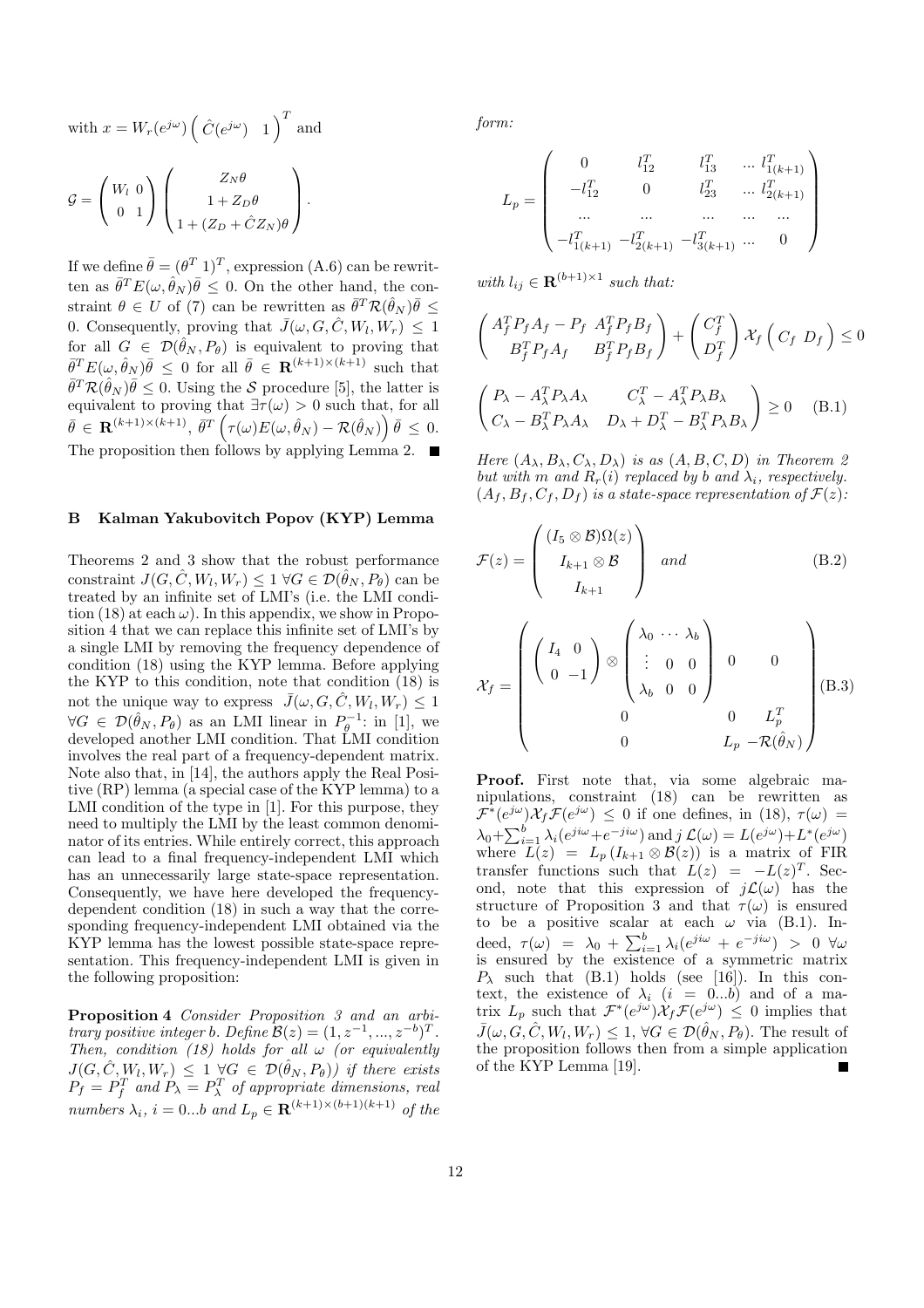with $x = W_r(e^{j\omega}) \begin{pmatrix} \hat{C}(e^{j\omega}) & 1 \end{pmatrix}^T$ and

$$\mathcal{G} = \begin{pmatrix} W_l & 0 \\ 0 & 1 \end{pmatrix} \begin{pmatrix} Z_N\theta \\ 1 + Z_D\theta \\ 1 + (Z_D + \hat{C}Z_N)\theta \end{pmatrix}.$$

If we define $\bar{\theta} = (\theta^T \; 1)^T$, expression (A.6) can be rewritten as $\bar{\theta}^T E(\omega, \hat{\theta}_N)\bar{\theta} \leq 0$. On the other hand, the constraint $\theta \in U$ of (7) can be rewritten as $\bar{\theta}^T \mathcal{R}(\hat{\theta}_N)\bar{\theta} \leq 0$. Consequently, proving that $\bar{J}(\omega, G, \hat{C}, W_l, W_r) \leq 1$ for all $G \in \mathcal{D}(\hat{\theta}_N, P_\theta)$ is equivalent to proving that $\bar{\theta}^T E(\omega, \hat{\theta}_N)\bar{\theta} \leq 0$ for all $\bar{\theta} \in \mathbf{R}^{(k+1)\times(k+1)}$ such that $\bar{\theta}^T \mathcal{R}(\hat{\theta}_N)\bar{\theta} \leq 0$. Using the $\mathcal{S}$ procedure [5], the latter is equivalent to proving that $\exists \tau(\omega) > 0$ such that, for all $\bar{\theta} \in \mathbf{R}^{(k+1)\times(k+1)}$, $\bar{\theta}^T \left( \tau(\omega) E(\omega, \hat{\theta}_N) - \mathcal{R}(\hat{\theta}_N) \right) \bar{\theta} \leq 0$. The proposition then follows by applying Lemma 2. ∎

## B Kalman Yakubovitch Popov (KYP) Lemma

Theorems 2 and 3 show that the robust performance constraint $J(G, \hat{C}, W_l, W_r) \leq 1 \; \forall G \in \mathcal{D}(\hat{\theta}_N, P_\theta)$ can be treated by an infinite set of LMI's (i.e. the LMI condition (18) at each $\omega$). In this appendix, we show in Proposition 4 that we can replace this infinite set of LMI's by a single LMI by removing the frequency dependence of condition (18) using the KYP lemma. Before applying the KYP to this condition, note that condition (18) is not the unique way to express $\bar{J}(\omega, G, \hat{C}, W_l, W_r) \leq 1$ $\forall G \in \mathcal{D}(\hat{\theta}_N, P_\theta)$ as an LMI linear in $P_\theta^{-1}$: in [1], we developed another LMI condition. That LMI condition involves the real part of a frequency-dependent matrix. Note also that, in [14], the authors apply the Real Positive (RP) lemma (a special case of the KYP lemma) to a LMI condition of the type in [1]. For this purpose, they need to multiply the LMI by the least common denominator of its entries. While entirely correct, this approach can lead to a final frequency-independent LMI which has an unnecessarily large state-space representation. Consequently, we have here developed the frequency-dependent condition (18) in such a way that the corresponding frequency-independent LMI obtained via the KYP lemma has the lowest possible state-space representation. This frequency-independent LMI is given in the following proposition:

**Proposition 4** *Consider Proposition 3 and an arbitrary positive integer $b$. Define $\mathcal{B}(z) = (1, z^{-1}, ..., z^{-b})^T$. Then, condition (18) holds for all $\omega$ (or equivalently $J(G, \hat{C}, W_l, W_r) \leq 1 \; \forall G \in \mathcal{D}(\hat{\theta}_N, P_\theta)$) if there exists $P_f = P_f^T$ and $P_\lambda = P_\lambda^T$ of appropriate dimensions, real numbers $\lambda_i$, $i = 0...b$ and $L_p \in \mathbf{R}^{(k+1)\times(b+1)(k+1)}$ of the form:*

$$L_p = \begin{pmatrix} 0 & l_{12}^T & l_{13}^T & \dots & l_{1(k+1)}^T \\ -l_{12}^T & 0 & l_{23}^T & \dots & l_{2(k+1)}^T \\ \dots & \dots & \dots & \dots & \dots \\ -l_{1(k+1)}^T & -l_{2(k+1)}^T & -l_{3(k+1)}^T & \dots & 0 \end{pmatrix}$$

*with $l_{ij} \in \mathbf{R}^{(b+1)\times 1}$ such that:*

$$\begin{pmatrix} A_f^T P_f A_f - P_f & A_f^T P_f B_f \\ B_f^T P_f A_f & B_f^T P_f B_f \end{pmatrix} + \begin{pmatrix} C_f^T \\ D_f^T \end{pmatrix} \mathcal{X}_f \begin{pmatrix} C_f & D_f \end{pmatrix} \leq 0$$

$$\begin{pmatrix} P_\lambda - A_\lambda^T P_\lambda A_\lambda & C_\lambda^T - A_\lambda^T P_\lambda B_\lambda \\ C_\lambda - B_\lambda^T P_\lambda A_\lambda & D_\lambda + D_\lambda^T - B_\lambda^T P_\lambda B_\lambda \end{pmatrix} \geq 0 \quad \text{(B.1)}$$

*Here $(A_\lambda, B_\lambda, C_\lambda, D_\lambda)$ is as $(A, B, C, D)$ in Theorem 2 but with $m$ and $R_r(i)$ replaced by $b$ and $\lambda_i$, respectively. $(A_f, B_f, C_f, D_f)$ is a state-space representation of $\mathcal{F}(z)$:*

$$\mathcal{F}(z) = \begin{pmatrix} (I_5 \otimes \mathcal{B})\Omega(z) \\ I_{k+1} \otimes \mathcal{B} \\ I_{k+1} \end{pmatrix} \quad \text{and} \quad \text{(B.2)}$$

$$\mathcal{X}_f = \begin{pmatrix} \begin{pmatrix} I_4 & 0 \\ 0 & -1 \end{pmatrix} \otimes \begin{pmatrix} \lambda_0 & \cdots & \lambda_b \\ \vdots & 0 & 0 \\ \lambda_b & 0 & 0 \end{pmatrix} & 0 & 0 \\ 0 & 0 & L_p^T \\ 0 & L_p & -\mathcal{R}(\hat{\theta}_N) \end{pmatrix} \quad \text{(B.3)}$$

**Proof.** First note that, via some algebraic manipulations, constraint (18) can be rewritten as $\mathcal{F}^*(e^{j\omega})\mathcal{X}_f\mathcal{F}(e^{j\omega}) \leq 0$ if one defines, in (18), $\tau(\omega) = \lambda_0 + \sum_{i=1}^b \lambda_i(e^{ji\omega} + e^{-ji\omega})$ and $j\,\mathcal{L}(\omega) = L(e^{j\omega}) + L^*(e^{j\omega})$ where $L(z) = L_p\,(I_{k+1} \otimes \mathcal{B}(z))$ is a matrix of FIR transfer functions such that $L(z) = -L(z)^T$. Second, note that this expression of $j\mathcal{L}(\omega)$ has the structure of Proposition 3 and that $\tau(\omega)$ is ensured to be a positive scalar at each $\omega$ via (B.1). Indeed, $\tau(\omega) = \lambda_0 + \sum_{i=1}^b \lambda_i(e^{ji\omega} + e^{-ji\omega}) > 0 \; \forall \omega$ is ensured by the existence of a symmetric matrix $P_\lambda$ such that (B.1) holds (see [16]). In this context, the existence of $\lambda_i$ $(i = 0...b)$ and of a matrix $L_p$ such that $\mathcal{F}^*(e^{j\omega})\mathcal{X}_f\mathcal{F}(e^{j\omega}) \leq 0$ implies that $\bar{J}(\omega, G, \hat{C}, W_l, W_r) \leq 1$, $\forall G \in \mathcal{D}(\hat{\theta}_N, P_\theta)$. The result of the proposition follows then from a simple application of the KYP Lemma [19]. ∎